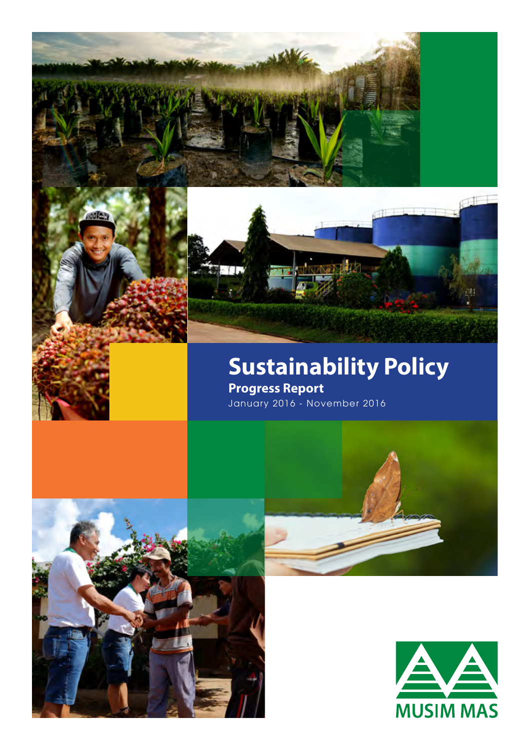# Sustainability Policy

**Progress Report**

January 2016 - November 2016

MUSIM MAS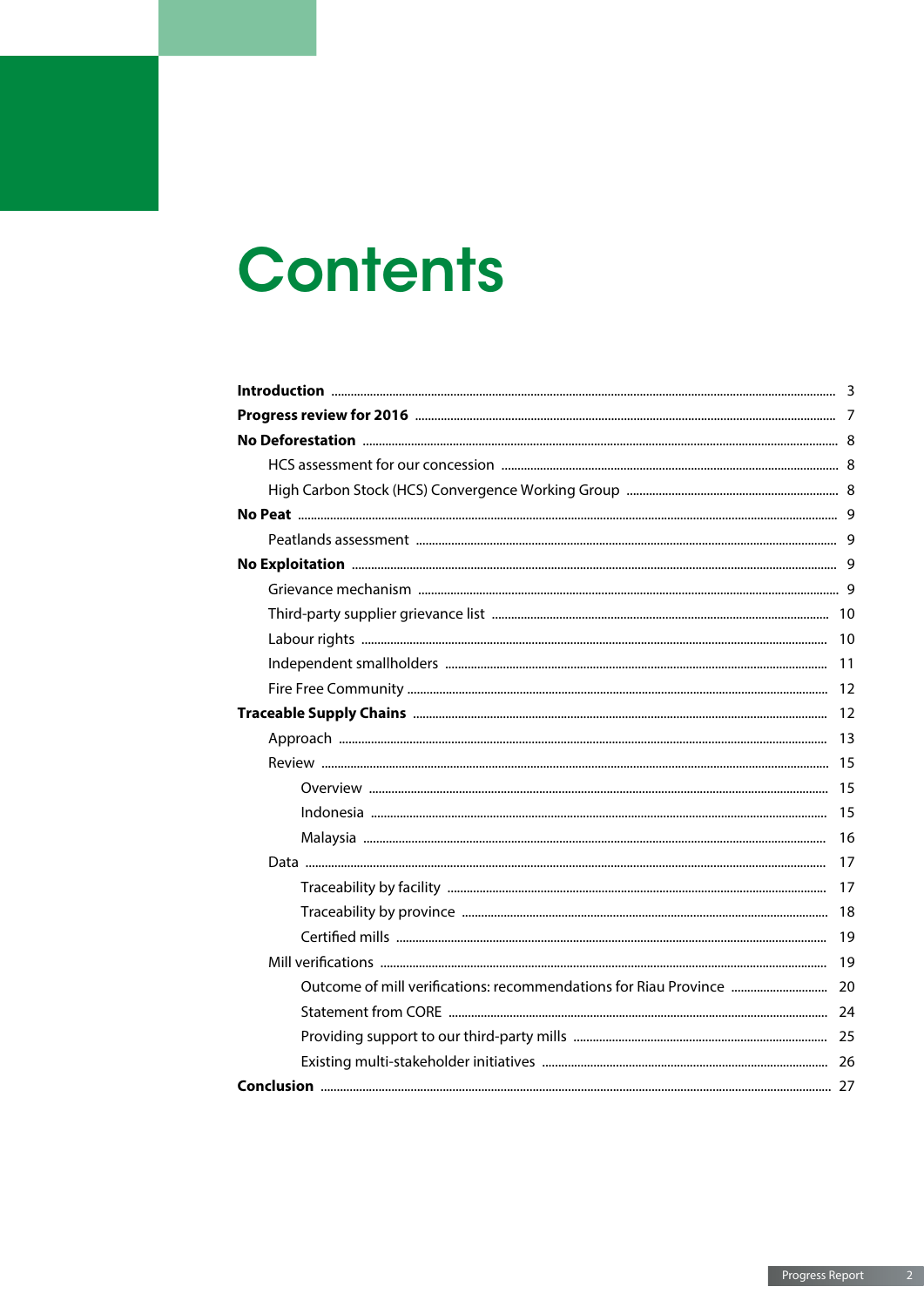# Contents

**Introduction** ... 3

**Progress review for 2016** ... 7

**No Deforestation** ... 8

- HCS assessment for our concession ... 8
- High Carbon Stock (HCS) Convergence Working Group ... 8

**No Peat** ... 9

- Peatlands assessment ... 9

**No Exploitation** ... 9

- Grievance mechanism ... 9
- Third-party supplier grievance list ... 10
- Labour rights ... 10
- Independent smallholders ... 11
- Fire Free Community ... 12

**Traceable Supply Chains** ... 12

- Approach ... 13
- Review ... 15
  - Overview ... 15
  - Indonesia ... 15
  - Malaysia ... 16
- Data ... 17
  - Traceability by facility ... 17
  - Traceability by province ... 18
  - Certified mills ... 19
- Mill verifications ... 19
  - Outcome of mill verifications: recommendations for Riau Province ... 20
  - Statement from CORE ... 24
  - Providing support to our third-party mills ... 25
  - Existing multi-stakeholder initiatives ... 26

**Conclusion** ... 27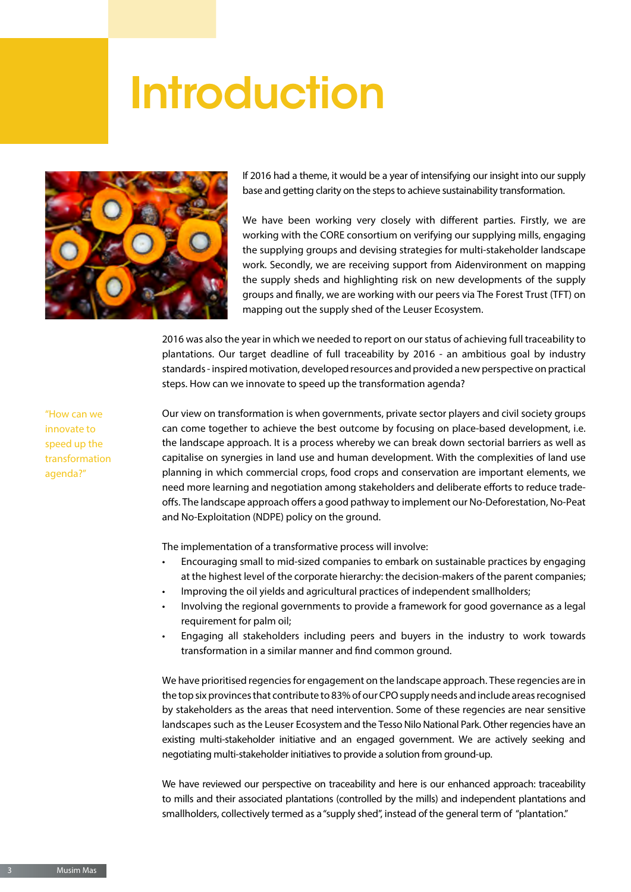# Introduction

If 2016 had a theme, it would be a year of intensifying our insight into our supply base and getting clarity on the steps to achieve sustainability transformation.

We have been working very closely with different parties. Firstly, we are working with the CORE consortium on verifying our supplying mills, engaging the supplying groups and devising strategies for multi-stakeholder landscape work. Secondly, we are receiving support from Aidenvironment on mapping the supply sheds and highlighting risk on new developments of the supply groups and finally, we are working with our peers via The Forest Trust (TFT) on mapping out the supply shed of the Leuser Ecosystem.

2016 was also the year in which we needed to report on our status of achieving full traceability to plantations. Our target deadline of full traceability by 2016 - an ambitious goal by industry standards - inspired motivation, developed resources and provided a new perspective on practical steps. How can we innovate to speed up the transformation agenda?

> "How can we innovate to speed up the transformation agenda?"

Our view on transformation is when governments, private sector players and civil society groups can come together to achieve the best outcome by focusing on place-based development, i.e. the landscape approach. It is a process whereby we can break down sectorial barriers as well as capitalise on synergies in land use and human development. With the complexities of land use planning in which commercial crops, food crops and conservation are important elements, we need more learning and negotiation among stakeholders and deliberate efforts to reduce trade-offs. The landscape approach offers a good pathway to implement our No-Deforestation, No-Peat and No-Exploitation (NDPE) policy on the ground.

The implementation of a transformative process will involve:

- Encouraging small to mid-sized companies to embark on sustainable practices by engaging at the highest level of the corporate hierarchy: the decision-makers of the parent companies;
- Improving the oil yields and agricultural practices of independent smallholders;
- Involving the regional governments to provide a framework for good governance as a legal requirement for palm oil;
- Engaging all stakeholders including peers and buyers in the industry to work towards transformation in a similar manner and find common ground.

We have prioritised regencies for engagement on the landscape approach. These regencies are in the top six provinces that contribute to 83% of our CPO supply needs and include areas recognised by stakeholders as the areas that need intervention. Some of these regencies are near sensitive landscapes such as the Leuser Ecosystem and the Tesso Nilo National Park. Other regencies have an existing multi-stakeholder initiative and an engaged government. We are actively seeking and negotiating multi-stakeholder initiatives to provide a solution from ground-up.

We have reviewed our perspective on traceability and here is our enhanced approach: traceability to mills and their associated plantations (controlled by the mills) and independent plantations and smallholders, collectively termed as a "supply shed", instead of the general term of "plantation."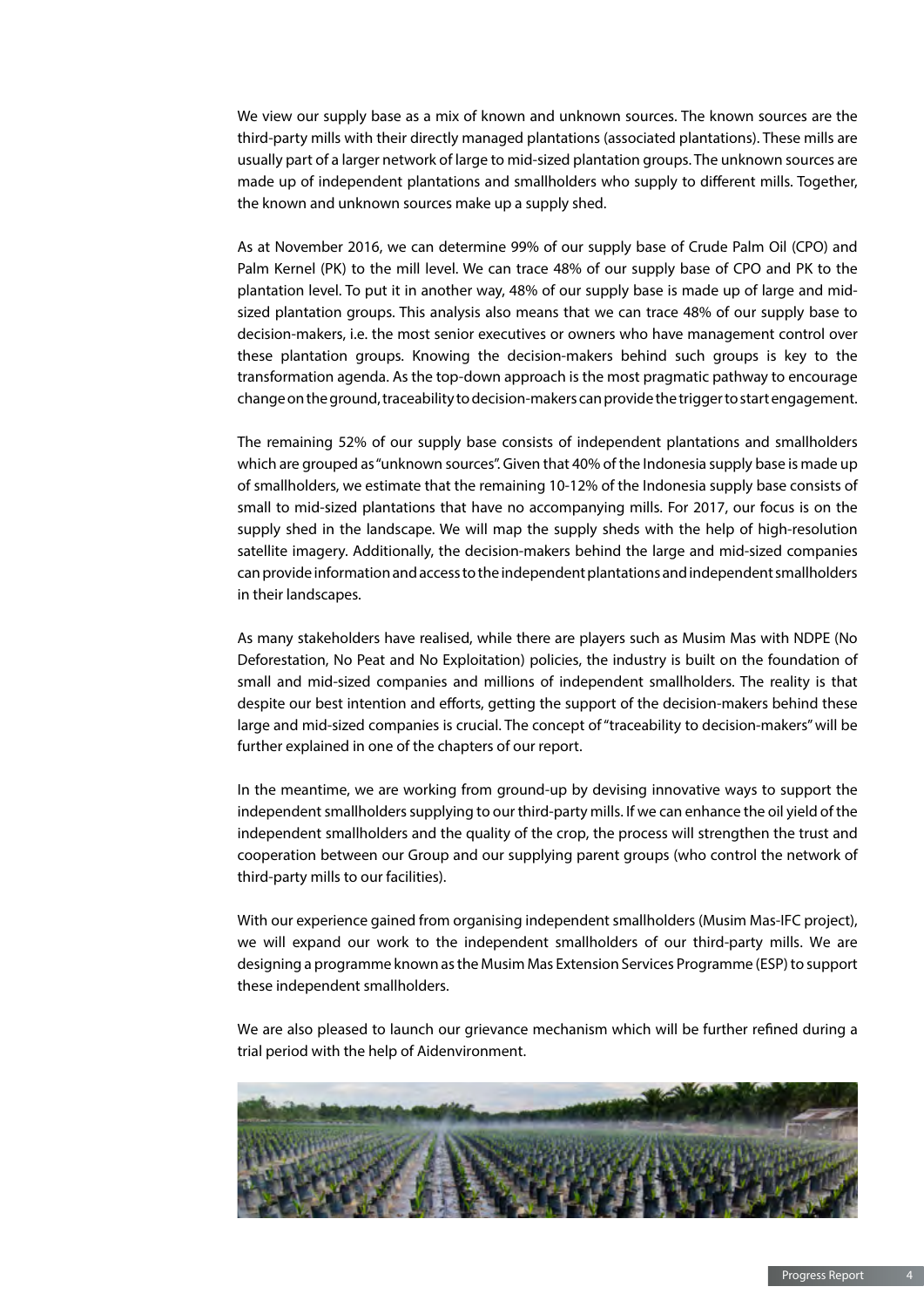We view our supply base as a mix of known and unknown sources. The known sources are the third-party mills with their directly managed plantations (associated plantations). These mills are usually part of a larger network of large to mid-sized plantation groups. The unknown sources are made up of independent plantations and smallholders who supply to different mills. Together, the known and unknown sources make up a supply shed.

As at November 2016, we can determine 99% of our supply base of Crude Palm Oil (CPO) and Palm Kernel (PK) to the mill level. We can trace 48% of our supply base of CPO and PK to the plantation level. To put it in another way, 48% of our supply base is made up of large and mid-sized plantation groups. This analysis also means that we can trace 48% of our supply base to decision-makers, i.e. the most senior executives or owners who have management control over these plantation groups. Knowing the decision-makers behind such groups is key to the transformation agenda. As the top-down approach is the most pragmatic pathway to encourage change on the ground, traceability to decision-makers can provide the trigger to start engagement.

The remaining 52% of our supply base consists of independent plantations and smallholders which are grouped as "unknown sources". Given that 40% of the Indonesia supply base is made up of smallholders, we estimate that the remaining 10-12% of the Indonesia supply base consists of small to mid-sized plantations that have no accompanying mills. For 2017, our focus is on the supply shed in the landscape. We will map the supply sheds with the help of high-resolution satellite imagery. Additionally, the decision-makers behind the large and mid-sized companies can provide information and access to the independent plantations and independent smallholders in their landscapes.

As many stakeholders have realised, while there are players such as Musim Mas with NDPE (No Deforestation, No Peat and No Exploitation) policies, the industry is built on the foundation of small and mid-sized companies and millions of independent smallholders. The reality is that despite our best intention and efforts, getting the support of the decision-makers behind these large and mid-sized companies is crucial. The concept of "traceability to decision-makers" will be further explained in one of the chapters of our report.

In the meantime, we are working from ground-up by devising innovative ways to support the independent smallholders supplying to our third-party mills. If we can enhance the oil yield of the independent smallholders and the quality of the crop, the process will strengthen the trust and cooperation between our Group and our supplying parent groups (who control the network of third-party mills to our facilities).

With our experience gained from organising independent smallholders (Musim Mas-IFC project), we will expand our work to the independent smallholders of our third-party mills. We are designing a programme known as the Musim Mas Extension Services Programme (ESP) to support these independent smallholders.

We are also pleased to launch our grievance mechanism which will be further refined during a trial period with the help of Aidenvironment.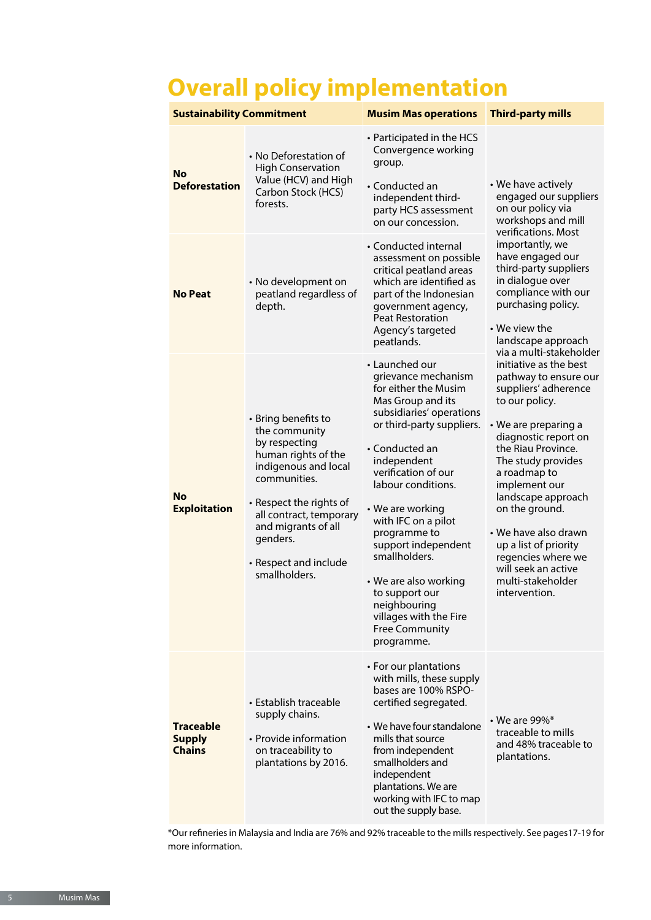# Overall policy implementation

| Sustainability Commitment | | Musim Mas operations | Third-party mills |
|---|---|---|---|
| **No Deforestation** | • No Deforestation of High Conservation Value (HCV) and High Carbon Stock (HCS) forests. | • Participated in the HCS Convergence working group.<br><br>• Conducted an independent third-party HCS assessment on our concession. | • We have actively engaged our suppliers on our policy via workshops and mill verifications. Most importantly, we have engaged our third-party suppliers in dialogue over compliance with our purchasing policy.<br><br>• We view the landscape approach via a multi-stakeholder initiative as the best pathway to ensure our suppliers' adherence to our policy.<br><br>• We are preparing a diagnostic report on the Riau Province. The study provides a roadmap to implement our landscape approach on the ground.<br><br>• We have also drawn up a list of priority regencies where we will seek an active multi-stakeholder intervention. |
| **No Peat** | • No development on peatland regardless of depth. | • Conducted internal assessment on possible critical peatland areas which are identified as part of the Indonesian government agency, Peat Restoration Agency's targeted peatlands. | |
| **No Exploitation** | • Bring benefits to the community by respecting human rights of the indigenous and local communities.<br><br>• Respect the rights of all contract, temporary and migrants of all genders.<br><br>• Respect and include smallholders. | • Launched our grievance mechanism for either the Musim Mas Group and its subsidiaries' operations or third-party suppliers.<br><br>• Conducted an independent verification of our labour conditions.<br><br>• We are working with IFC on a pilot programme to support independent smallholders.<br><br>• We are also working to support our neighbouring villages with the Fire Free Community programme. | |
| **Traceable Supply Chains** | • Establish traceable supply chains.<br><br>• Provide information on traceability to plantations by 2016. | • For our plantations with mills, these supply bases are 100% RSPO-certified segregated.<br><br>• We have four standalone mills that source from independent smallholders and independent plantations. We are working with IFC to map out the supply base. | • We are 99%* traceable to mills and 48% traceable to plantations. |

*Our refineries in Malaysia and India are 76% and 92% traceable to the mills respectively. See pages17-19 for more information.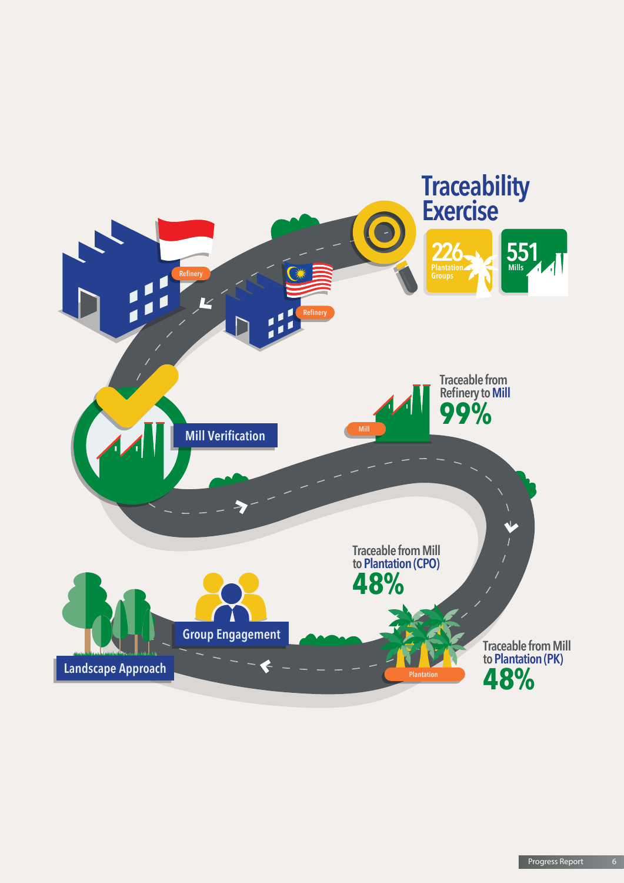# Traceability Exercise

**226** Plantation Groups

**551** Mills

Refinery

Refinery

Mill Verification

Mill

Traceable from Refinery to Mill

**99%**

Traceable from Mill to Plantation (CPO)

**48%**

Traceable from Mill to Plantation (PK)

**48%**

Plantation

Group Engagement

Landscape Approach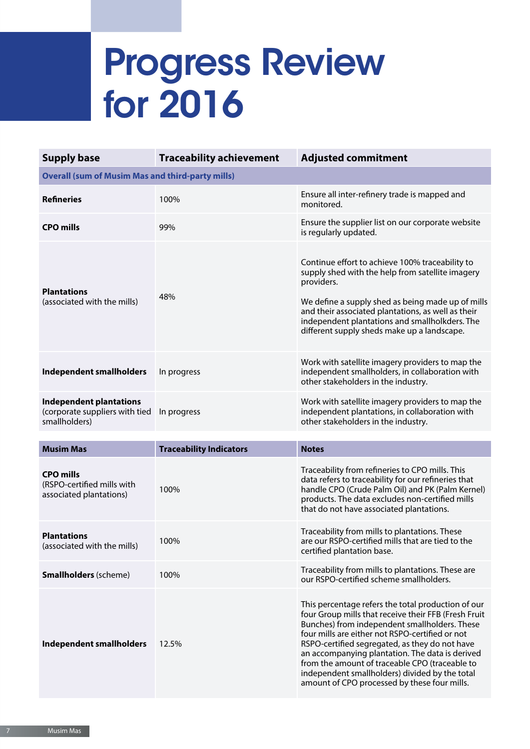# Progress Review for 2016

| Supply base | Traceability achievement | Adjusted commitment |
|---|---|---|
| **Overall (sum of Musim Mas and third-party mills)** | | |
| **Refineries** | 100% | Ensure all inter-refinery trade is mapped and monitored. |
| **CPO mills** | 99% | Ensure the supplier list on our corporate website is regularly updated. |
| **Plantations** (associated with the mills) | 48% | Continue effort to achieve 100% traceability to supply shed with the help from satellite imagery providers.<br><br>We define a supply shed as being made up of mills and their associated plantations, as well as their independent plantations and smallholkders. The different supply sheds make up a landscape. |
| **Independent smallholders** | In progress | Work with satellite imagery providers to map the independent smallholders, in collaboration with other stakeholders in the industry. |
| **Independent plantations** (corporate suppliers with tied smallholders) | In progress | Work with satellite imagery providers to map the independent plantations, in collaboration with other stakeholders in the industry. |

| Musim Mas | Traceability Indicators | Notes |
|---|---|---|
| **CPO mills** (RSPO-certified mills with associated plantations) | 100% | Traceability from refineries to CPO mills. This data refers to traceability for our refineries that handle CPO (Crude Palm Oil) and PK (Palm Kernel) products. The data excludes non-certified mills that do not have associated plantations. |
| **Plantations** (associated with the mills) | 100% | Traceability from mills to plantations. These are our RSPO-certified mills that are tied to the certified plantation base. |
| **Smallholders** (scheme) | 100% | Traceability from mills to plantations. These are our RSPO-certified scheme smallholders. |
| **Independent smallholders** | 12.5% | This percentage refers the total production of our four Group mills that receive their FFB (Fresh Fruit Bunches) from independent smallholders. These four mills are either not RSPO-certified or not RSPO-certified segregated, as they do not have an accompanying plantation. The data is derived from the amount of traceable CPO (traceable to independent smallholders) divided by the total amount of CPO processed by these four mills. |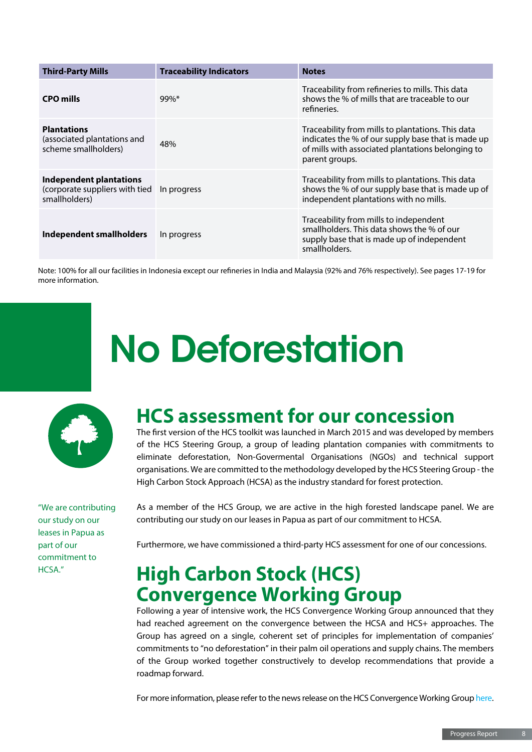| Third-Party Mills | Traceability Indicators | Notes |
| --- | --- | --- |
| **CPO mills** | 99%* | Traceability from refineries to mills. This data shows the % of mills that are traceable to our refineries. |
| **Plantations** (associated plantations and scheme smallholders) | 48% | Traceability from mills to plantations. This data indicates the % of our supply base that is made up of mills with associated plantations belonging to parent groups. |
| **Independent plantations** (corporate suppliers with tied smallholders) | In progress | Traceability from mills to plantations. This data shows the % of our supply base that is made up of independent plantations with no mills. |
| **Independent smallholders** | In progress | Traceability from mills to independent smallholders. This data shows the % of our supply base that is made up of independent smallholders. |

Note: 100% for all our facilities in Indonesia except our refineries in India and Malaysia (92% and 76% respectively). See pages 17-19 for more information.

# No Deforestation

## HCS assessment for our concession

The first version of the HCS toolkit was launched in March 2015 and was developed by members of the HCS Steering Group, a group of leading plantation companies with commitments to eliminate deforestation, Non-Govermental Organisations (NGOs) and technical support organisations. We are committed to the methodology developed by the HCS Steering Group - the High Carbon Stock Approach (HCSA) as the industry standard for forest protection.

"We are contributing our study on our leases in Papua as part of our commitment to HCSA."

As a member of the HCS Group, we are active in the high forested landscape panel. We are contributing our study on our leases in Papua as part of our commitment to HCSA.

Furthermore, we have commissioned a third-party HCS assessment for one of our concessions.

## High Carbon Stock (HCS) Convergence Working Group

Following a year of intensive work, the HCS Convergence Working Group announced that they had reached agreement on the convergence between the HCSA and HCS+ approaches. The Group has agreed on a single, coherent set of principles for implementation of companies' commitments to "no deforestation" in their palm oil operations and supply chains. The members of the Group worked together constructively to develop recommendations that provide a roadmap forward.

For more information, please refer to the news release on the HCS Convergence Working Group here.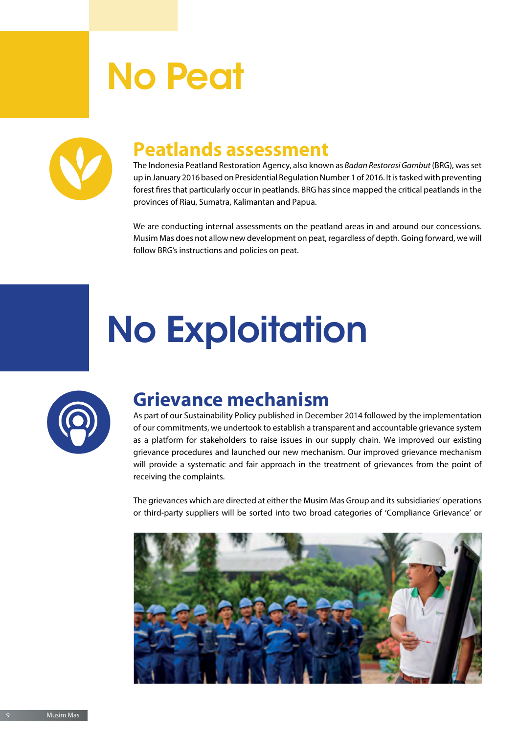# No Peat

## Peatlands assessment

The Indonesia Peatland Restoration Agency, also known as *Badan Restorasi Gambut* (BRG), was set up in January 2016 based on Presidential Regulation Number 1 of 2016. It is tasked with preventing forest fires that particularly occur in peatlands. BRG has since mapped the critical peatlands in the provinces of Riau, Sumatra, Kalimantan and Papua.

We are conducting internal assessments on the peatland areas in and around our concessions. Musim Mas does not allow new development on peat, regardless of depth. Going forward, we will follow BRG's instructions and policies on peat.

# No Exploitation

## Grievance mechanism

As part of our Sustainability Policy published in December 2014 followed by the implementation of our commitments, we undertook to establish a transparent and accountable grievance system as a platform for stakeholders to raise issues in our supply chain. We improved our existing grievance procedures and launched our new mechanism. Our improved grievance mechanism will provide a systematic and fair approach in the treatment of grievances from the point of receiving the complaints.

The grievances which are directed at either the Musim Mas Group and its subsidiaries' operations or third-party suppliers will be sorted into two broad categories of 'Compliance Grievance' or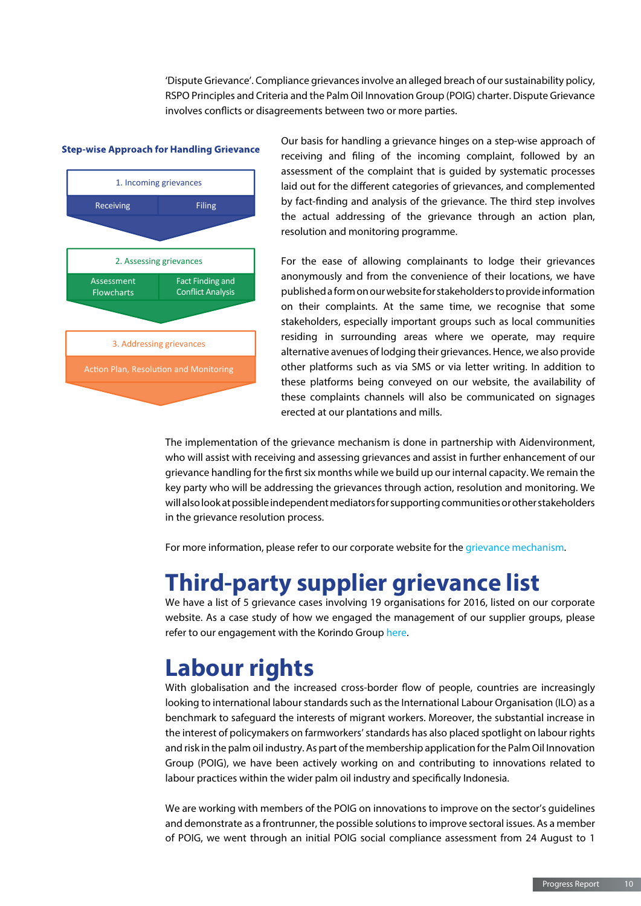'Dispute Grievance'. Compliance grievances involve an alleged breach of our sustainability policy, RSPO Principles and Criteria and the Palm Oil Innovation Group (POIG) charter. Dispute Grievance involves conflicts or disagreements between two or more parties.

**Step-wise Approach for Handling Grievance**

1. Incoming grievances
   - Receiving
   - Filing
2. Assessing grievances
   - Assessment Flowcharts
   - Fact Finding and Conflict Analysis
3. Addressing grievances
   - Action Plan, Resolution and Monitoring

Our basis for handling a grievance hinges on a step-wise approach of receiving and filing of the incoming complaint, followed by an assessment of the complaint that is guided by systematic processes laid out for the different categories of grievances, and complemented by fact-finding and analysis of the grievance. The third step involves the actual addressing of the grievance through an action plan, resolution and monitoring programme.

For the ease of allowing complainants to lodge their grievances anonymously and from the convenience of their locations, we have published a form on our website for stakeholders to provide information on their complaints. At the same time, we recognise that some stakeholders, especially important groups such as local communities residing in surrounding areas where we operate, may require alternative avenues of lodging their grievances. Hence, we also provide other platforms such as via SMS or via letter writing. In addition to these platforms being conveyed on our website, the availability of these complaints channels will also be communicated on signages erected at our plantations and mills.

The implementation of the grievance mechanism is done in partnership with Aidenvironment, who will assist with receiving and assessing grievances and assist in further enhancement of our grievance handling for the first six months while we build up our internal capacity. We remain the key party who will be addressing the grievances through action, resolution and monitoring. We will also look at possible independent mediators for supporting communities or other stakeholders in the grievance resolution process.

For more information, please refer to our corporate website for the grievance mechanism.

# Third-party supplier grievance list

We have a list of 5 grievance cases involving 19 organisations for 2016, listed on our corporate website. As a case study of how we engaged the management of our supplier groups, please refer to our engagement with the Korindo Group here.

# Labour rights

With globalisation and the increased cross-border flow of people, countries are increasingly looking to international labour standards such as the International Labour Organisation (ILO) as a benchmark to safeguard the interests of migrant workers. Moreover, the substantial increase in the interest of policymakers on farmworkers' standards has also placed spotlight on labour rights and risk in the palm oil industry. As part of the membership application for the Palm Oil Innovation Group (POIG), we have been actively working on and contributing to innovations related to labour practices within the wider palm oil industry and specifically Indonesia.

We are working with members of the POIG on innovations to improve on the sector's guidelines and demonstrate as a frontrunner, the possible solutions to improve sectoral issues. As a member of POIG, we went through an initial POIG social compliance assessment from 24 August to 1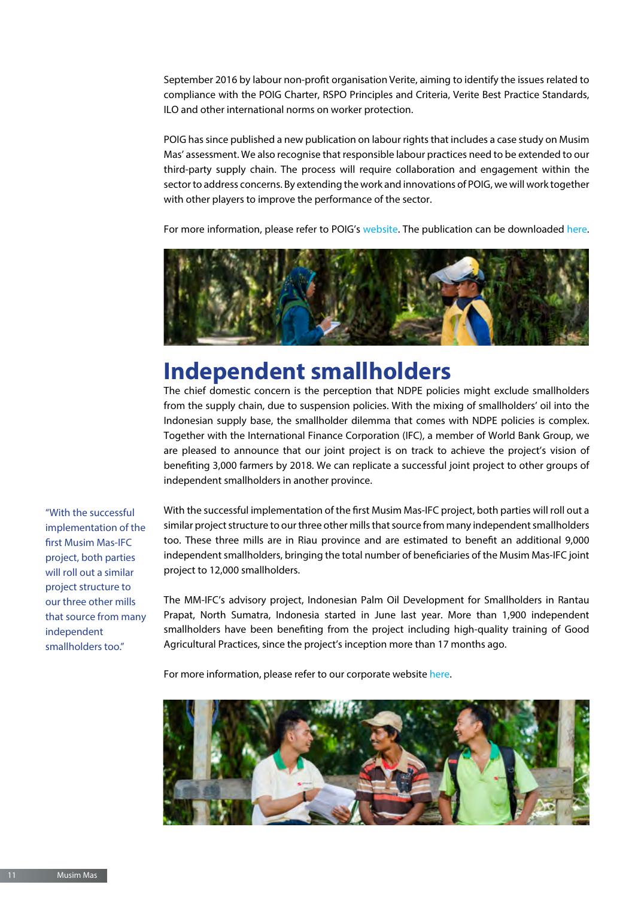September 2016 by labour non-profit organisation Verite, aiming to identify the issues related to compliance with the POIG Charter, RSPO Principles and Criteria, Verite Best Practice Standards, ILO and other international norms on worker protection.

POIG has since published a new publication on labour rights that includes a case study on Musim Mas' assessment. We also recognise that responsible labour practices need to be extended to our third-party supply chain. The process will require collaboration and engagement within the sector to address concerns. By extending the work and innovations of POIG, we will work together with other players to improve the performance of the sector.

For more information, please refer to POIG's website. The publication can be downloaded here.

# Independent smallholders

The chief domestic concern is the perception that NDPE policies might exclude smallholders from the supply chain, due to suspension policies. With the mixing of smallholders' oil into the Indonesian supply base, the smallholder dilemma that comes with NDPE policies is complex. Together with the International Finance Corporation (IFC), a member of World Bank Group, we are pleased to announce that our joint project is on track to achieve the project's vision of benefiting 3,000 farmers by 2018. We can replicate a successful joint project to other groups of independent smallholders in another province.

With the successful implementation of the first Musim Mas-IFC project, both parties will roll out a similar project structure to our three other mills that source from many independent smallholders too. These three mills are in Riau province and are estimated to benefit an additional 9,000 independent smallholders, bringing the total number of beneficiaries of the Musim Mas-IFC joint project to 12,000 smallholders.

> "With the successful implementation of the first Musim Mas-IFC project, both parties will roll out a similar project structure to our three other mills that source from many independent smallholders too."

The MM-IFC's advisory project, Indonesian Palm Oil Development for Smallholders in Rantau Prapat, North Sumatra, Indonesia started in June last year. More than 1,900 independent smallholders have been benefiting from the project including high-quality training of Good Agricultural Practices, since the project's inception more than 17 months ago.

For more information, please refer to our corporate website here.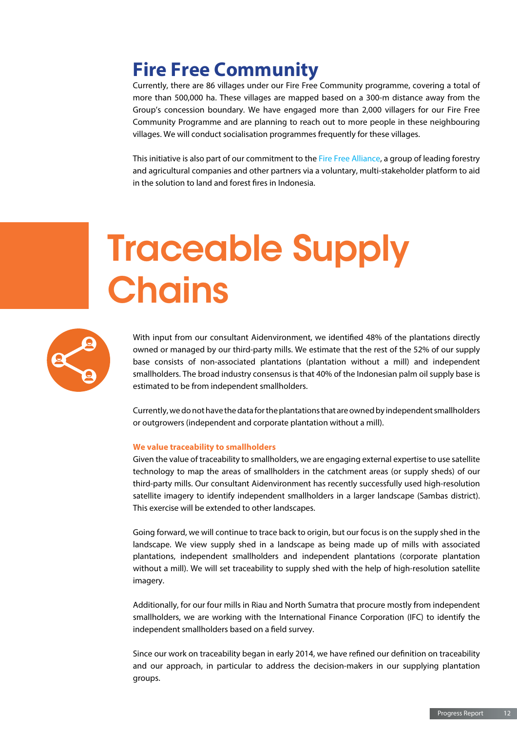## Fire Free Community

Currently, there are 86 villages under our Fire Free Community programme, covering a total of more than 500,000 ha. These villages are mapped based on a 300-m distance away from the Group's concession boundary. We have engaged more than 2,000 villagers for our Fire Free Community Programme and are planning to reach out to more people in these neighbouring villages. We will conduct socialisation programmes frequently for these villages.

This initiative is also part of our commitment to the Fire Free Alliance, a group of leading forestry and agricultural companies and other partners via a voluntary, multi-stakeholder platform to aid in the solution to land and forest fires in Indonesia.

# Traceable Supply Chains

With input from our consultant Aidenvironment, we identified 48% of the plantations directly owned or managed by our third-party mills. We estimate that the rest of the 52% of our supply base consists of non-associated plantations (plantation without a mill) and independent smallholders. The broad industry consensus is that 40% of the Indonesian palm oil supply base is estimated to be from independent smallholders.

Currently, we do not have the data for the plantations that are owned by independent smallholders or outgrowers (independent and corporate plantation without a mill).

### We value traceability to smallholders

Given the value of traceability to smallholders, we are engaging external expertise to use satellite technology to map the areas of smallholders in the catchment areas (or supply sheds) of our third-party mills. Our consultant Aidenvironment has recently successfully used high-resolution satellite imagery to identify independent smallholders in a larger landscape (Sambas district). This exercise will be extended to other landscapes.

Going forward, we will continue to trace back to origin, but our focus is on the supply shed in the landscape. We view supply shed in a landscape as being made up of mills with associated plantations, independent smallholders and independent plantations (corporate plantation without a mill). We will set traceability to supply shed with the help of high-resolution satellite imagery.

Additionally, for our four mills in Riau and North Sumatra that procure mostly from independent smallholders, we are working with the International Finance Corporation (IFC) to identify the independent smallholders based on a field survey.

Since our work on traceability began in early 2014, we have refined our definition on traceability and our approach, in particular to address the decision-makers in our supplying plantation groups.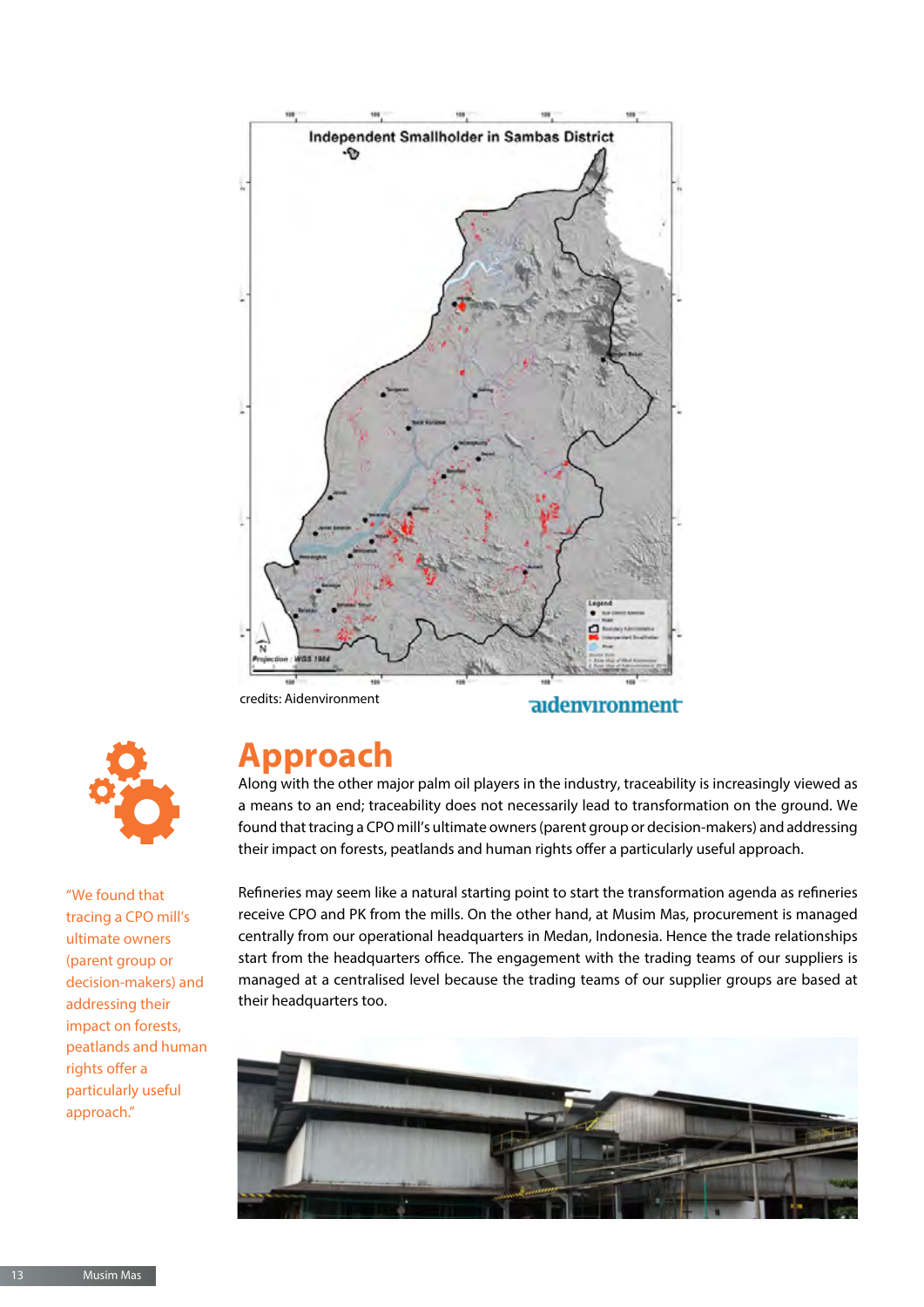Independent Smallholder in Sambas District

credits: Aidenvironment

# Approach

Along with the other major palm oil players in the industry, traceability is increasingly viewed as a means to an end; traceability does not necessarily lead to transformation on the ground. We found that tracing a CPO mill's ultimate owners (parent group or decision-makers) and addressing their impact on forests, peatlands and human rights offer a particularly useful approach.

"We found that tracing a CPO mill's ultimate owners (parent group or decision-makers) and addressing their impact on forests, peatlands and human rights offer a particularly useful approach."

Refineries may seem like a natural starting point to start the transformation agenda as refineries receive CPO and PK from the mills. On the other hand, at Musim Mas, procurement is managed centrally from our operational headquarters in Medan, Indonesia. Hence the trade relationships start from the headquarters office. The engagement with the trading teams of our suppliers is managed at a centralised level because the trading teams of our supplier groups are based at their headquarters too.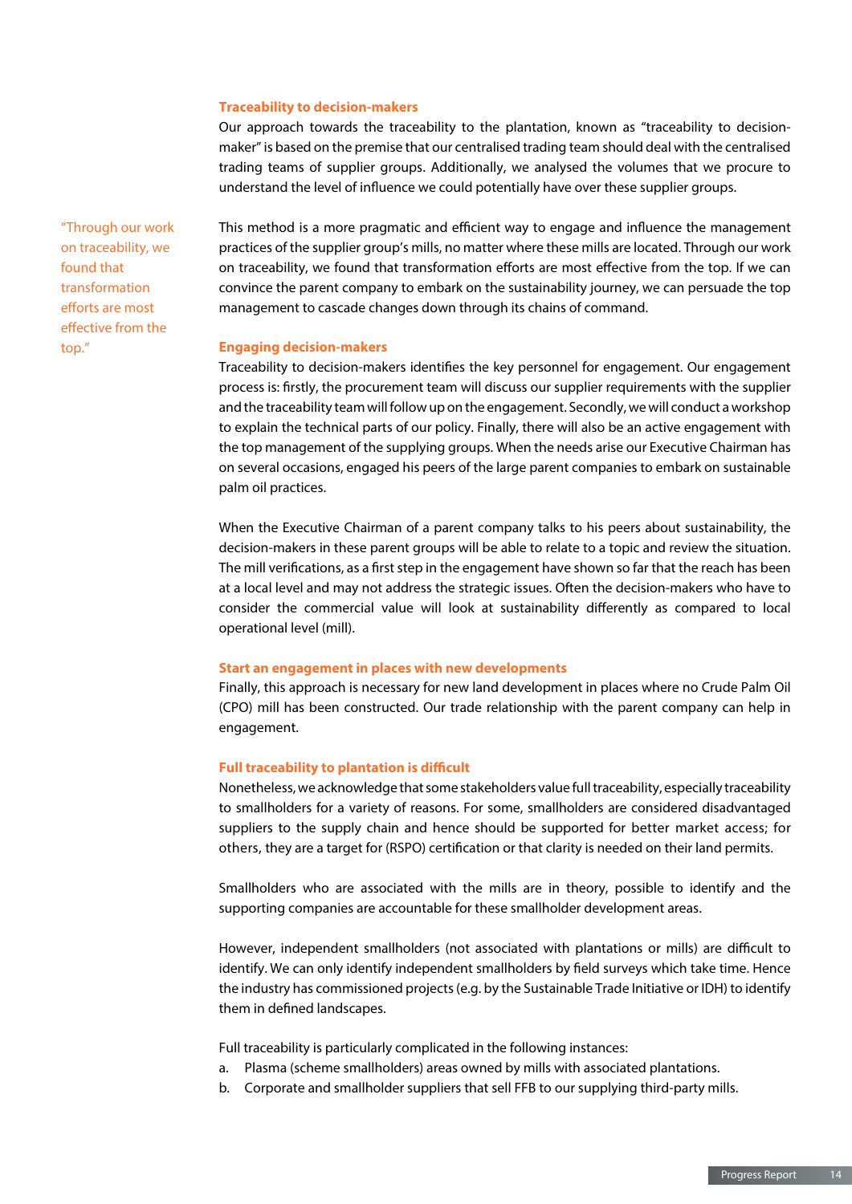### Traceability to decision-makers

Our approach towards the traceability to the plantation, known as "traceability to decision-maker" is based on the premise that our centralised trading team should deal with the centralised trading teams of supplier groups. Additionally, we analysed the volumes that we procure to understand the level of influence we could potentially have over these supplier groups.

"Through our work on traceability, we found that transformation efforts are most effective from the top."

This method is a more pragmatic and efficient way to engage and influence the management practices of the supplier group's mills, no matter where these mills are located. Through our work on traceability, we found that transformation efforts are most effective from the top. If we can convince the parent company to embark on the sustainability journey, we can persuade the top management to cascade changes down through its chains of command.

### Engaging decision-makers

Traceability to decision-makers identifies the key personnel for engagement. Our engagement process is: firstly, the procurement team will discuss our supplier requirements with the supplier and the traceability team will follow up on the engagement. Secondly, we will conduct a workshop to explain the technical parts of our policy. Finally, there will also be an active engagement with the top management of the supplying groups. When the needs arise our Executive Chairman has on several occasions, engaged his peers of the large parent companies to embark on sustainable palm oil practices.

When the Executive Chairman of a parent company talks to his peers about sustainability, the decision-makers in these parent groups will be able to relate to a topic and review the situation. The mill verifications, as a first step in the engagement have shown so far that the reach has been at a local level and may not address the strategic issues. Often the decision-makers who have to consider the commercial value will look at sustainability differently as compared to local operational level (mill).

### Start an engagement in places with new developments

Finally, this approach is necessary for new land development in places where no Crude Palm Oil (CPO) mill has been constructed. Our trade relationship with the parent company can help in engagement.

### Full traceability to plantation is difficult

Nonetheless, we acknowledge that some stakeholders value full traceability, especially traceability to smallholders for a variety of reasons. For some, smallholders are considered disadvantaged suppliers to the supply chain and hence should be supported for better market access; for others, they are a target for (RSPO) certification or that clarity is needed on their land permits.

Smallholders who are associated with the mills are in theory, possible to identify and the supporting companies are accountable for these smallholder development areas.

However, independent smallholders (not associated with plantations or mills) are difficult to identify. We can only identify independent smallholders by field surveys which take time. Hence the industry has commissioned projects (e.g. by the Sustainable Trade Initiative or IDH) to identify them in defined landscapes.

Full traceability is particularly complicated in the following instances:

a. Plasma (scheme smallholders) areas owned by mills with associated plantations.
b. Corporate and smallholder suppliers that sell FFB to our supplying third-party mills.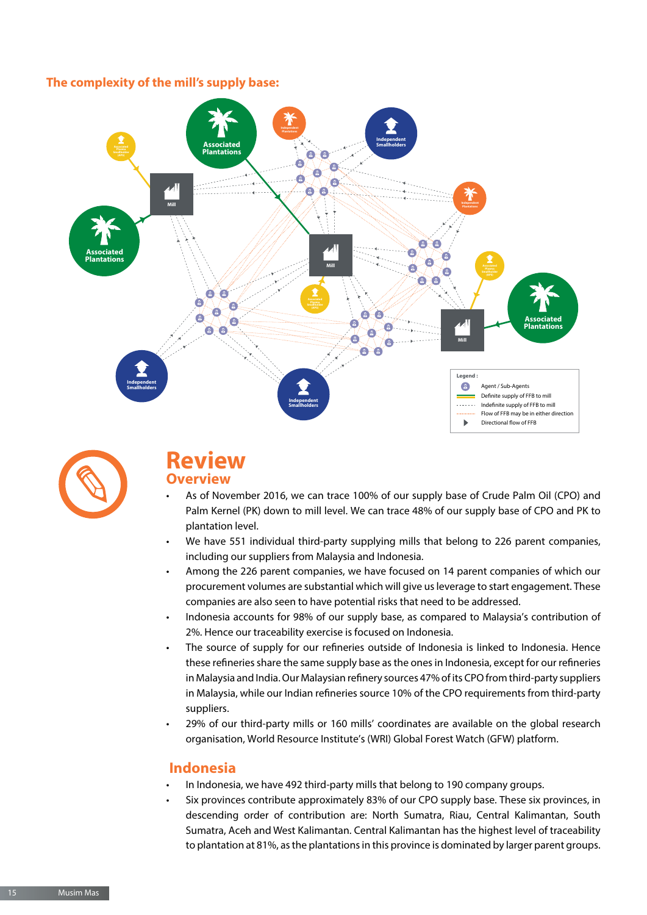### The complexity of the mill's supply base:

Associated Plantations

Independent Plantations

Independent Smallholders

Associated Plasma Smallholder (APS)

Mill

Legend :

- Agent / Sub-Agents
- Definite supply of FFB to mill
- Indefinite supply of FFB to mill
- Flow of FFB may be in either direction
- Directional flow of FFB

# Review

## Overview

- As of November 2016, we can trace 100% of our supply base of Crude Palm Oil (CPO) and Palm Kernel (PK) down to mill level. We can trace 48% of our supply base of CPO and PK to plantation level.
- We have 551 individual third-party supplying mills that belong to 226 parent companies, including our suppliers from Malaysia and Indonesia.
- Among the 226 parent companies, we have focused on 14 parent companies of which our procurement volumes are substantial which will give us leverage to start engagement. These companies are also seen to have potential risks that need to be addressed.
- Indonesia accounts for 98% of our supply base, as compared to Malaysia's contribution of 2%. Hence our traceability exercise is focused on Indonesia.
- The source of supply for our refineries outside of Indonesia is linked to Indonesia. Hence these refineries share the same supply base as the ones in Indonesia, except for our refineries in Malaysia and India. Our Malaysian refinery sources 47% of its CPO from third-party suppliers in Malaysia, while our Indian refineries source 10% of the CPO requirements from third-party suppliers.
- 29% of our third-party mills or 160 mills' coordinates are available on the global research organisation, World Resource Institute's (WRI) Global Forest Watch (GFW) platform.

## Indonesia

- In Indonesia, we have 492 third-party mills that belong to 190 company groups.
- Six provinces contribute approximately 83% of our CPO supply base. These six provinces, in descending order of contribution are: North Sumatra, Riau, Central Kalimantan, South Sumatra, Aceh and West Kalimantan. Central Kalimantan has the highest level of traceability to plantation at 81%, as the plantations in this province is dominated by larger parent groups.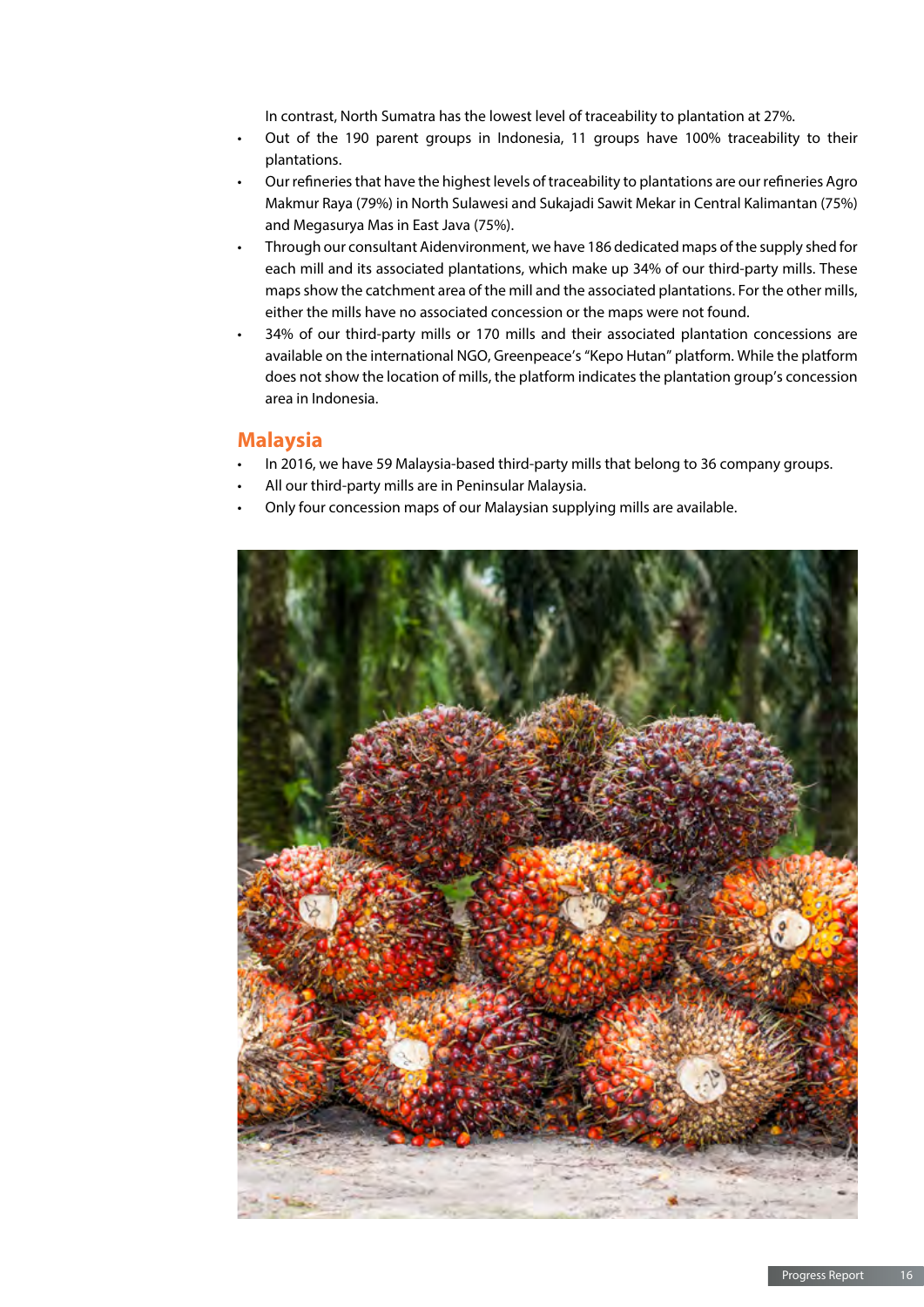In contrast, North Sumatra has the lowest level of traceability to plantation at 27%.

- Out of the 190 parent groups in Indonesia, 11 groups have 100% traceability to their plantations.
- Our refineries that have the highest levels of traceability to plantations are our refineries Agro Makmur Raya (79%) in North Sulawesi and Sukajadi Sawit Mekar in Central Kalimantan (75%) and Megasurya Mas in East Java (75%).
- Through our consultant Aidenvironment, we have 186 dedicated maps of the supply shed for each mill and its associated plantations, which make up 34% of our third-party mills. These maps show the catchment area of the mill and the associated plantations. For the other mills, either the mills have no associated concession or the maps were not found.
- 34% of our third-party mills or 170 mills and their associated plantation concessions are available on the international NGO, Greenpeace's "Kepo Hutan" platform. While the platform does not show the location of mills, the platform indicates the plantation group's concession area in Indonesia.

## Malaysia

- In 2016, we have 59 Malaysia-based third-party mills that belong to 36 company groups.
- All our third-party mills are in Peninsular Malaysia.
- Only four concession maps of our Malaysian supplying mills are available.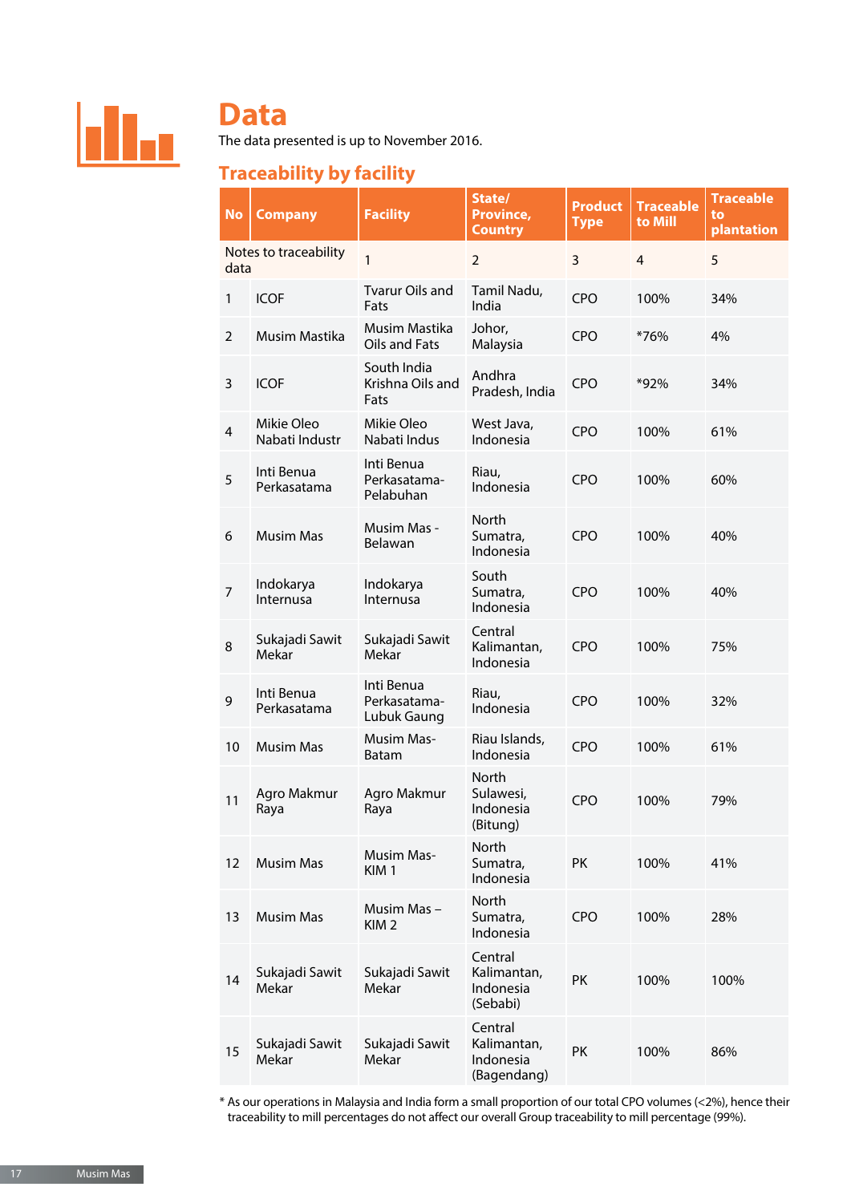# Data

The data presented is up to November 2016.

## Traceability by facility

| No | Company | Facility | State/ Province, Country | Product Type | Traceable to Mill | Traceable to plantation |
|---|---|---|---|---|---|---|
| Notes to traceability data | | 1 | 2 | 3 | 4 | 5 |
| 1 | ICOF | Tvarur Oils and Fats | Tamil Nadu, India | CPO | 100% | 34% |
| 2 | Musim Mastika | Musim Mastika Oils and Fats | Johor, Malaysia | CPO | *76% | 4% |
| 3 | ICOF | South India Krishna Oils and Fats | Andhra Pradesh, India | CPO | *92% | 34% |
| 4 | Mikie Oleo Nabati Industr | Mikie Oleo Nabati Indus | West Java, Indonesia | CPO | 100% | 61% |
| 5 | Inti Benua Perkasatama | Inti Benua Perkasatama-Pelabuhan | Riau, Indonesia | CPO | 100% | 60% |
| 6 | Musim Mas | Musim Mas - Belawan | North Sumatra, Indonesia | CPO | 100% | 40% |
| 7 | Indokarya Internusa | Indokarya Internusa | South Sumatra, Indonesia | CPO | 100% | 40% |
| 8 | Sukajadi Sawit Mekar | Sukajadi Sawit Mekar | Central Kalimantan, Indonesia | CPO | 100% | 75% |
| 9 | Inti Benua Perkasatama | Inti Benua Perkasatama-Lubuk Gaung | Riau, Indonesia | CPO | 100% | 32% |
| 10 | Musim Mas | Musim Mas-Batam | Riau Islands, Indonesia | CPO | 100% | 61% |
| 11 | Agro Makmur Raya | Agro Makmur Raya | North Sulawesi, Indonesia (Bitung) | CPO | 100% | 79% |
| 12 | Musim Mas | Musim Mas-KIM 1 | North Sumatra, Indonesia | PK | 100% | 41% |
| 13 | Musim Mas | Musim Mas – KIM 2 | North Sumatra, Indonesia | CPO | 100% | 28% |
| 14 | Sukajadi Sawit Mekar | Sukajadi Sawit Mekar | Central Kalimantan, Indonesia (Sebabi) | PK | 100% | 100% |
| 15 | Sukajadi Sawit Mekar | Sukajadi Sawit Mekar | Central Kalimantan, Indonesia (Bagendang) | PK | 100% | 86% |

* As our operations in Malaysia and India form a small proportion of our total CPO volumes (<2%), hence their traceability to mill percentages do not affect our overall Group traceability to mill percentage (99%).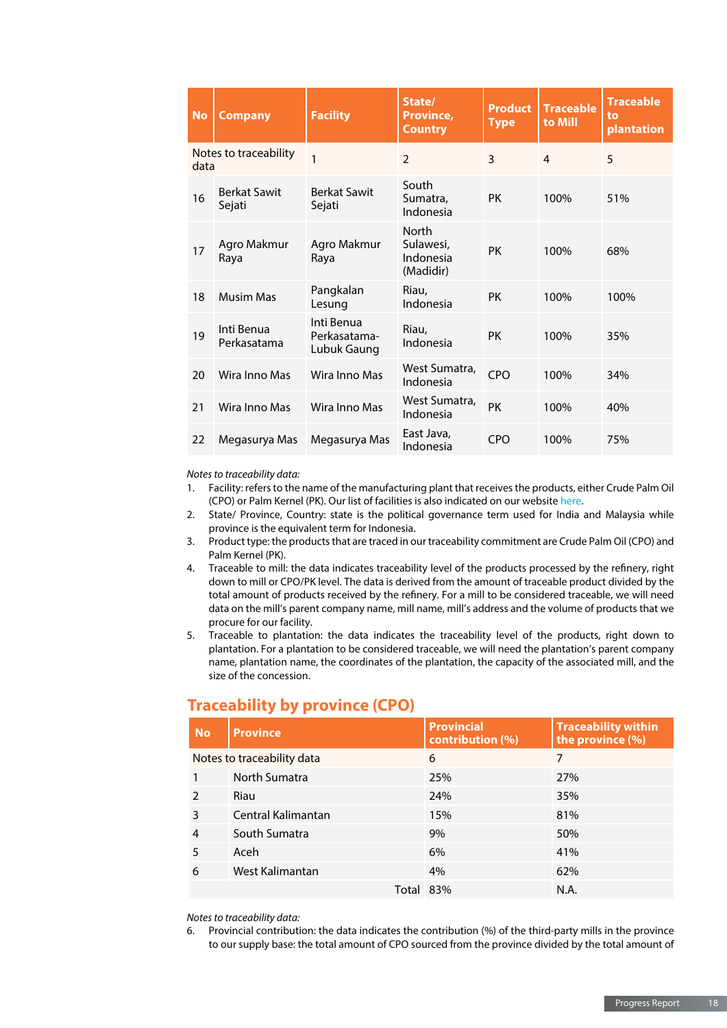| No | Company | Facility | State/ Province, Country | Product Type | Traceable to Mill | Traceable to plantation |
|---|---|---|---|---|---|---|
| Notes to traceability data | | 1 | 2 | 3 | 4 | 5 |
| 16 | Berkat Sawit Sejati | Berkat Sawit Sejati | South Sumatra, Indonesia | PK | 100% | 51% |
| 17 | Agro Makmur Raya | Agro Makmur Raya | North Sulawesi, Indonesia (Madidir) | PK | 100% | 68% |
| 18 | Musim Mas | Pangkalan Lesung | Riau, Indonesia | PK | 100% | 100% |
| 19 | Inti Benua Perkasatama | Inti Benua Perkasatama-Lubuk Gaung | Riau, Indonesia | PK | 100% | 35% |
| 20 | Wira Inno Mas | Wira Inno Mas | West Sumatra, Indonesia | CPO | 100% | 34% |
| 21 | Wira Inno Mas | Wira Inno Mas | West Sumatra, Indonesia | PK | 100% | 40% |
| 22 | Megasurya Mas | Megasurya Mas | East Java, Indonesia | CPO | 100% | 75% |

*Notes to traceability data:*

1. Facility: refers to the name of the manufacturing plant that receives the products, either Crude Palm Oil (CPO) or Palm Kernel (PK). Our list of facilities is also indicated on our website here.
2. State/ Province, Country: state is the political governance term used for India and Malaysia while province is the equivalent term for Indonesia.
3. Product type: the products that are traced in our traceability commitment are Crude Palm Oil (CPO) and Palm Kernel (PK).
4. Traceable to mill: the data indicates traceability level of the products processed by the refinery, right down to mill or CPO/PK level. The data is derived from the amount of traceable product divided by the total amount of products received by the refinery. For a mill to be considered traceable, we will need data on the mill's parent company name, mill name, mill's address and the volume of products that we procure for our facility.
5. Traceable to plantation: the data indicates the traceability level of the products, right down to plantation. For a plantation to be considered traceable, we will need the plantation's parent company name, plantation name, the coordinates of the plantation, the capacity of the associated mill, and the size of the concession.

## Traceability by province (CPO)

| No | Province | Provincial contribution (%) | Traceability within the province (%) |
|---|---|---|---|
| Notes to traceability data | | 6 | 7 |
| 1 | North Sumatra | 25% | 27% |
| 2 | Riau | 24% | 35% |
| 3 | Central Kalimantan | 15% | 81% |
| 4 | South Sumatra | 9% | 50% |
| 5 | Aceh | 6% | 41% |
| 6 | West Kalimantan | 4% | 62% |
| | Total | 83% | N.A. |

*Notes to traceability data:*

6. Provincial contribution: the data indicates the contribution (%) of the third-party mills in the province to our supply base: the total amount of CPO sourced from the province divided by the total amount of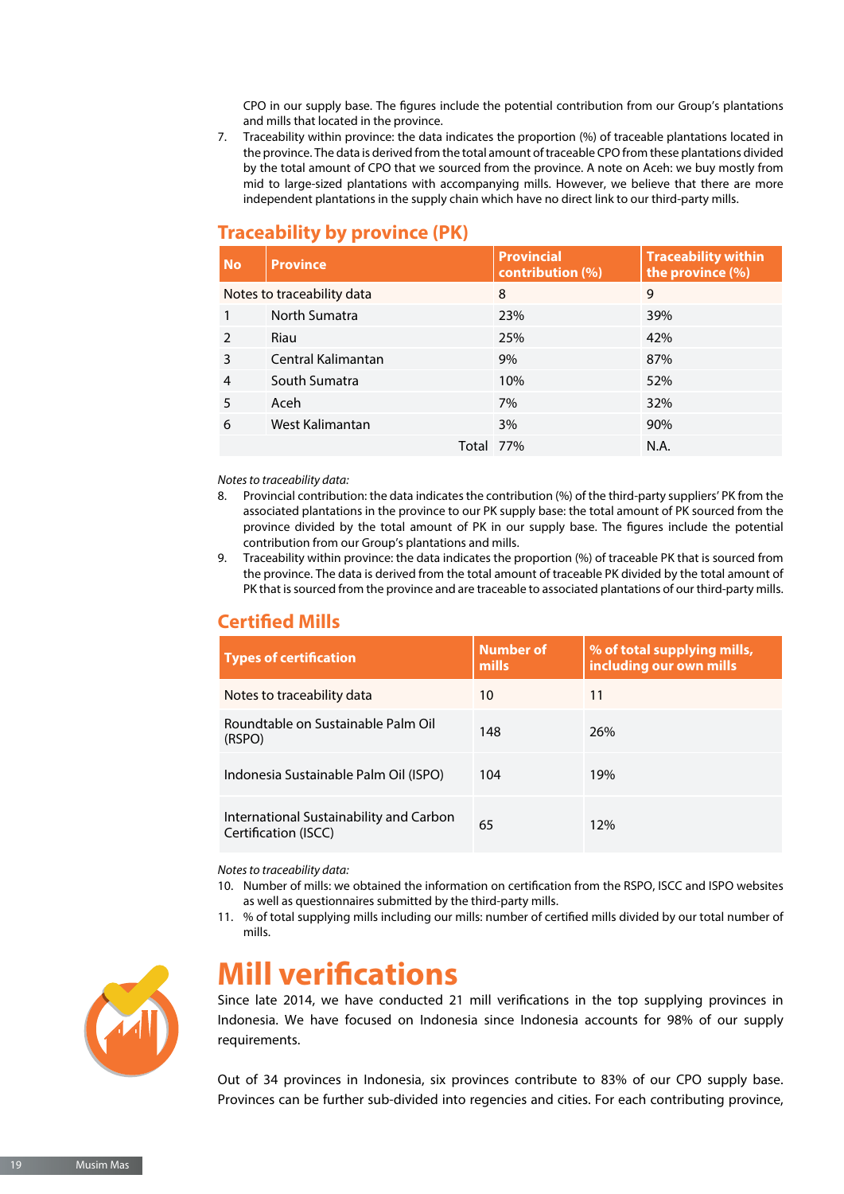CPO in our supply base. The figures include the potential contribution from our Group's plantations and mills that located in the province.

7. Traceability within province: the data indicates the proportion (%) of traceable plantations located in the province. The data is derived from the total amount of traceable CPO from these plantations divided by the total amount of CPO that we sourced from the province. A note on Aceh: we buy mostly from mid to large-sized plantations with accompanying mills. However, we believe that there are more independent plantations in the supply chain which have no direct link to our third-party mills.

## Traceability by province (PK)

| No | Province | Provincial contribution (%) | Traceability within the province (%) |
|---|---|---|---|
| Notes to traceability data | | 8 | 9 |
| 1 | North Sumatra | 23% | 39% |
| 2 | Riau | 25% | 42% |
| 3 | Central Kalimantan | 9% | 87% |
| 4 | South Sumatra | 10% | 52% |
| 5 | Aceh | 7% | 32% |
| 6 | West Kalimantan | 3% | 90% |
| | Total | 77% | N.A. |

*Notes to traceability data:*

8. Provincial contribution: the data indicates the contribution (%) of the third-party suppliers' PK from the associated plantations in the province to our PK supply base: the total amount of PK sourced from the province divided by the total amount of PK in our supply base. The figures include the potential contribution from our Group's plantations and mills.
9. Traceability within province: the data indicates the proportion (%) of traceable PK that is sourced from the province. The data is derived from the total amount of traceable PK divided by the total amount of PK that is sourced from the province and are traceable to associated plantations of our third-party mills.

## Certified Mills

| Types of certification | Number of mills | % of total supplying mills, including our own mills |
|---|---|---|
| Notes to traceability data | 10 | 11 |
| Roundtable on Sustainable Palm Oil (RSPO) | 148 | 26% |
| Indonesia Sustainable Palm Oil (ISPO) | 104 | 19% |
| International Sustainability and Carbon Certification (ISCC) | 65 | 12% |

*Notes to traceability data:*

10. Number of mills: we obtained the information on certification from the RSPO, ISCC and ISPO websites as well as questionnaires submitted by the third-party mills.
11. % of total supplying mills including our mills: number of certified mills divided by our total number of mills.

# Mill verifications

Since late 2014, we have conducted 21 mill verifications in the top supplying provinces in Indonesia. We have focused on Indonesia since Indonesia accounts for 98% of our supply requirements.

Out of 34 provinces in Indonesia, six provinces contribute to 83% of our CPO supply base. Provinces can be further sub-divided into regencies and cities. For each contributing province,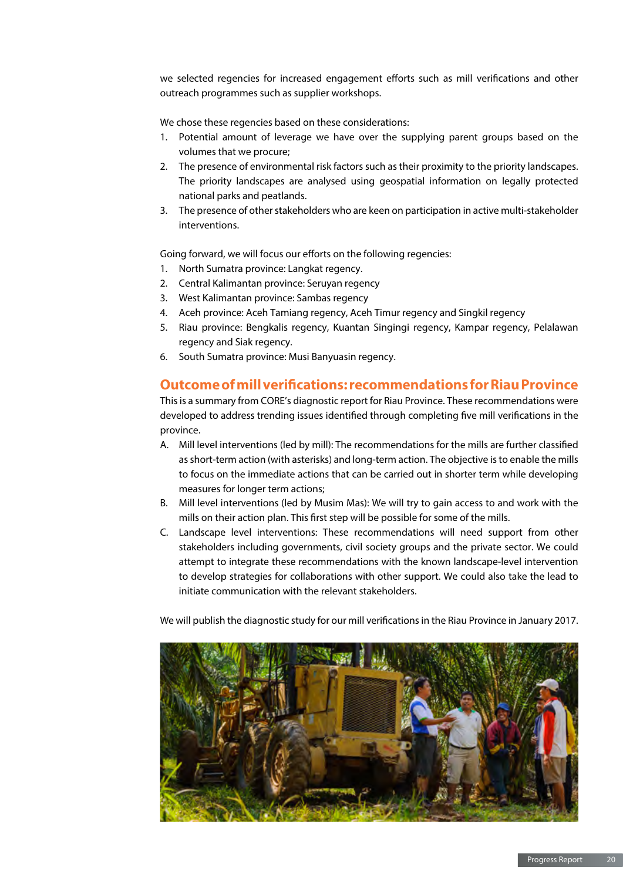we selected regencies for increased engagement efforts such as mill verifications and other outreach programmes such as supplier workshops.

We chose these regencies based on these considerations:

1. Potential amount of leverage we have over the supplying parent groups based on the volumes that we procure;
2. The presence of environmental risk factors such as their proximity to the priority landscapes. The priority landscapes are analysed using geospatial information on legally protected national parks and peatlands.
3. The presence of other stakeholders who are keen on participation in active multi-stakeholder interventions.

Going forward, we will focus our efforts on the following regencies:

1. North Sumatra province: Langkat regency.
2. Central Kalimantan province: Seruyan regency
3. West Kalimantan province: Sambas regency
4. Aceh province: Aceh Tamiang regency, Aceh Timur regency and Singkil regency
5. Riau province: Bengkalis regency, Kuantan Singingi regency, Kampar regency, Pelalawan regency and Siak regency.
6. South Sumatra province: Musi Banyuasin regency.

## Outcome of mill verifications: recommendations for Riau Province

This is a summary from CORE's diagnostic report for Riau Province. These recommendations were developed to address trending issues identified through completing five mill verifications in the province.

A. Mill level interventions (led by mill): The recommendations for the mills are further classified as short-term action (with asterisks) and long-term action. The objective is to enable the mills to focus on the immediate actions that can be carried out in shorter term while developing measures for longer term actions;

B. Mill level interventions (led by Musim Mas): We will try to gain access to and work with the mills on their action plan. This first step will be possible for some of the mills.

C. Landscape level interventions: These recommendations will need support from other stakeholders including governments, civil society groups and the private sector. We could attempt to integrate these recommendations with the known landscape-level intervention to develop strategies for collaborations with other support. We could also take the lead to initiate communication with the relevant stakeholders.

We will publish the diagnostic study for our mill verifications in the Riau Province in January 2017.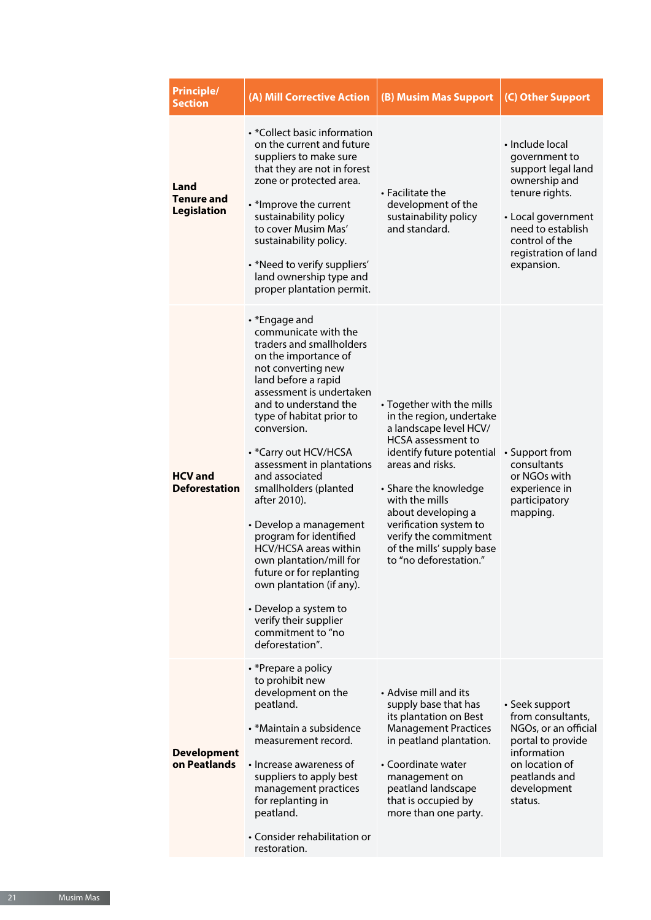| Principle/ Section | (A) Mill Corrective Action | (B) Musim Mas Support | (C) Other Support |
|---|---|---|---|
| **Land Tenure and Legislation** | • *Collect basic information on the current and future suppliers to make sure that they are not in forest zone or protected area.<br><br>• *Improve the current sustainability policy to cover Musim Mas' sustainability policy.<br><br>• *Need to verify suppliers' land ownership type and proper plantation permit. | • Facilitate the development of the sustainability policy and standard. | • Include local government to support legal land ownership and tenure rights.<br><br>• Local government need to establish control of the registration of land expansion. |
| **HCV and Deforestation** | • *Engage and communicate with the traders and smallholders on the importance of not converting new land before a rapid assessment is undertaken and to understand the type of habitat prior to conversion.<br><br>• *Carry out HCV/HCSA assessment in plantations and associated smallholders (planted after 2010).<br><br>• Develop a management program for identified HCV/HCSA areas within own plantation/mill for future or for replanting own plantation (if any).<br><br>• Develop a system to verify their supplier commitment to "no deforestation". | • Together with the mills in the region, undertake a landscape level HCV/ HCSA assessment to identify future potential areas and risks.<br><br>• Share the knowledge with the mills about developing a verification system to verify the commitment of the mills' supply base to "no deforestation." | • Support from consultants or NGOs with experience in participatory mapping. |
| **Development on Peatlands** | • *Prepare a policy to prohibit new development on the peatland.<br><br>• *Maintain a subsidence measurement record.<br><br>• Increase awareness of suppliers to apply best management practices for replanting in peatland.<br><br>• Consider rehabilitation or restoration. | • Advise mill and its supply base that has its plantation on Best Management Practices in peatland plantation.<br><br>• Coordinate water management on peatland landscape that is occupied by more than one party. | • Seek support from consultants, NGOs, or an official portal to provide information on location of peatlands and development status. |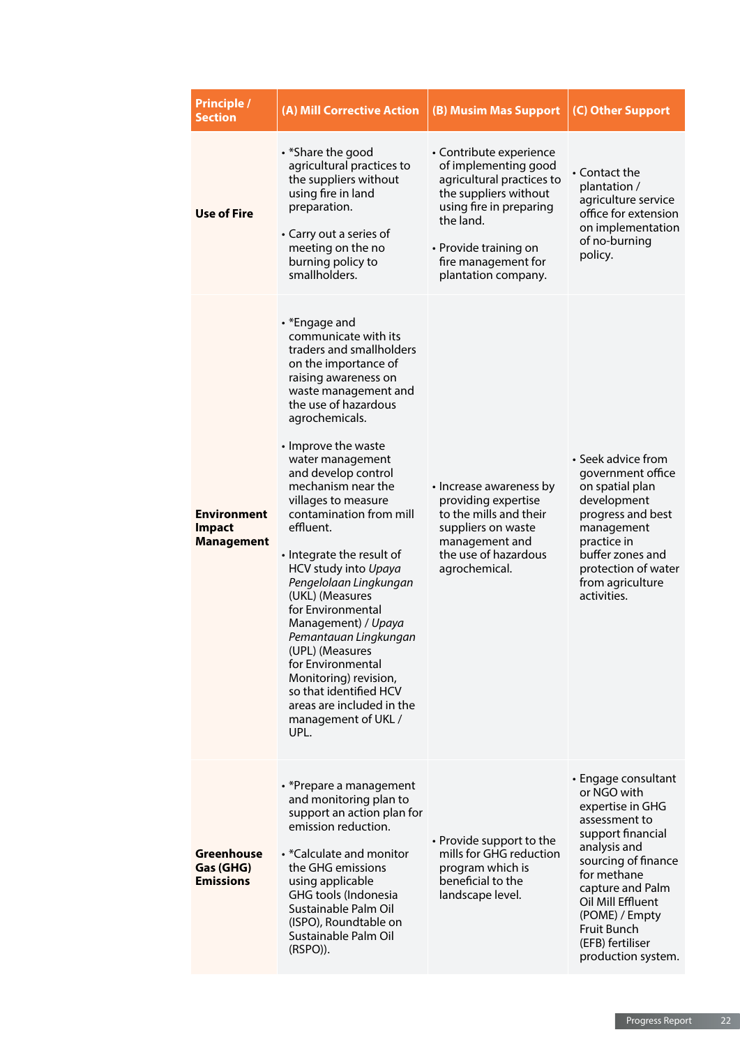| Principle / Section | (A) Mill Corrective Action | (B) Musim Mas Support | (C) Other Support |
|---|---|---|---|
| **Use of Fire** | • *Share the good agricultural practices to the suppliers without using fire in land preparation.<br>• Carry out a series of meeting on the no burning policy to smallholders. | • Contribute experience of implementing good agricultural practices to the suppliers without using fire in preparing the land.<br>• Provide training on fire management for plantation company. | • Contact the plantation / agriculture service office for extension on implementation of no-burning policy. |
| **Environment Impact Management** | • *Engage and communicate with its traders and smallholders on the importance of raising awareness on waste management and the use of hazardous agrochemicals.<br>• Improve the waste water management and develop control mechanism near the villages to measure contamination from mill effluent.<br>• Integrate the result of HCV study into *Upaya Pengelolaan Lingkungan* (UKL) (Measures for Environmental Management) / *Upaya Pemantauan Lingkungan* (UPL) (Measures for Environmental Monitoring) revision, so that identified HCV areas are included in the management of UKL / UPL. | • Increase awareness by providing expertise to the mills and their suppliers on waste management and the use of hazardous agrochemical. | • Seek advice from government office on spatial plan development progress and best management practice in buffer zones and protection of water from agriculture activities. |
| **Greenhouse Gas (GHG) Emissions** | • *Prepare a management and monitoring plan to support an action plan for emission reduction.<br>• *Calculate and monitor the GHG emissions using applicable GHG tools (Indonesia Sustainable Palm Oil (ISPO), Roundtable on Sustainable Palm Oil (RSPO)). | • Provide support to the mills for GHG reduction program which is beneficial to the landscape level. | • Engage consultant or NGO with expertise in GHG assessment to support financial analysis and sourcing of finance for methane capture and Palm Oil Mill Effluent (POME) / Empty Fruit Bunch (EFB) fertiliser production system. |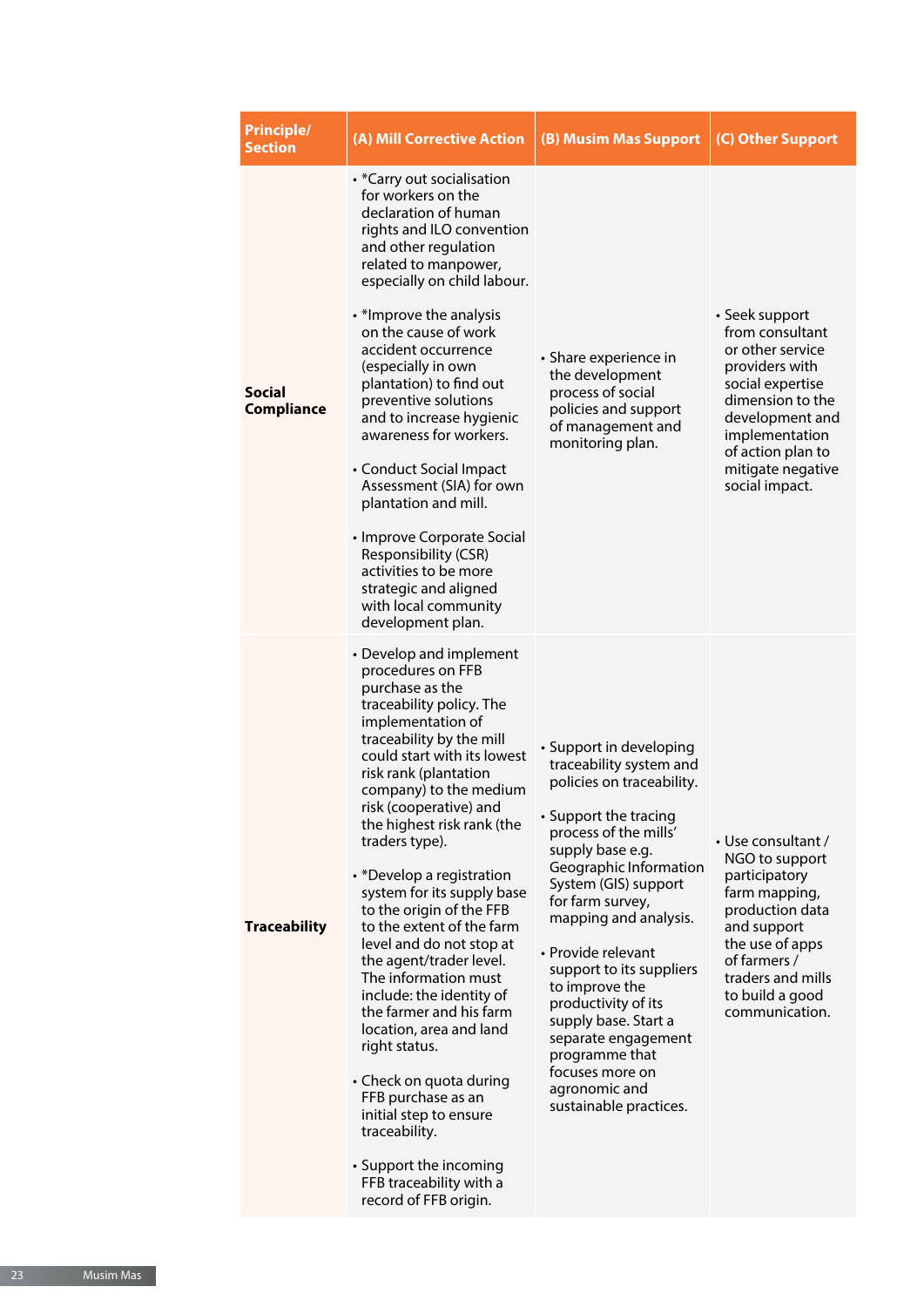| Principle/ Section | (A) Mill Corrective Action | (B) Musim Mas Support | (C) Other Support |
|---|---|---|---|
| **Social Compliance** | • *Carry out socialisation for workers on the declaration of human rights and ILO convention and other regulation related to manpower, especially on child labour.<br><br>• *Improve the analysis on the cause of work accident occurrence (especially in own plantation) to find out preventive solutions and to increase hygienic awareness for workers.<br><br>• Conduct Social Impact Assessment (SIA) for own plantation and mill.<br><br>• Improve Corporate Social Responsibility (CSR) activities to be more strategic and aligned with local community development plan. | • Share experience in the development process of social policies and support of management and monitoring plan. | • Seek support from consultant or other service providers with social expertise dimension to the development and implementation of action plan to mitigate negative social impact. |
| **Traceability** | • Develop and implement procedures on FFB purchase as the traceability policy. The implementation of traceability by the mill could start with its lowest risk rank (plantation company) to the medium risk (cooperative) and the highest risk rank (the traders type).<br><br>• *Develop a registration system for its supply base to the origin of the FFB to the extent of the farm level and do not stop at the agent/trader level. The information must include: the identity of the farmer and his farm location, area and land right status.<br><br>• Check on quota during FFB purchase as an initial step to ensure traceability.<br><br>• Support the incoming FFB traceability with a record of FFB origin. | • Support in developing traceability system and policies on traceability.<br><br>• Support the tracing process of the mills' supply base e.g. Geographic Information System (GIS) support for farm survey, mapping and analysis.<br><br>• Provide relevant support to its suppliers to improve the productivity of its supply base. Start a separate engagement programme that focuses more on agronomic and sustainable practices. | • Use consultant / NGO to support participatory farm mapping, production data and support the use of apps of farmers / traders and mills to build a good communication. |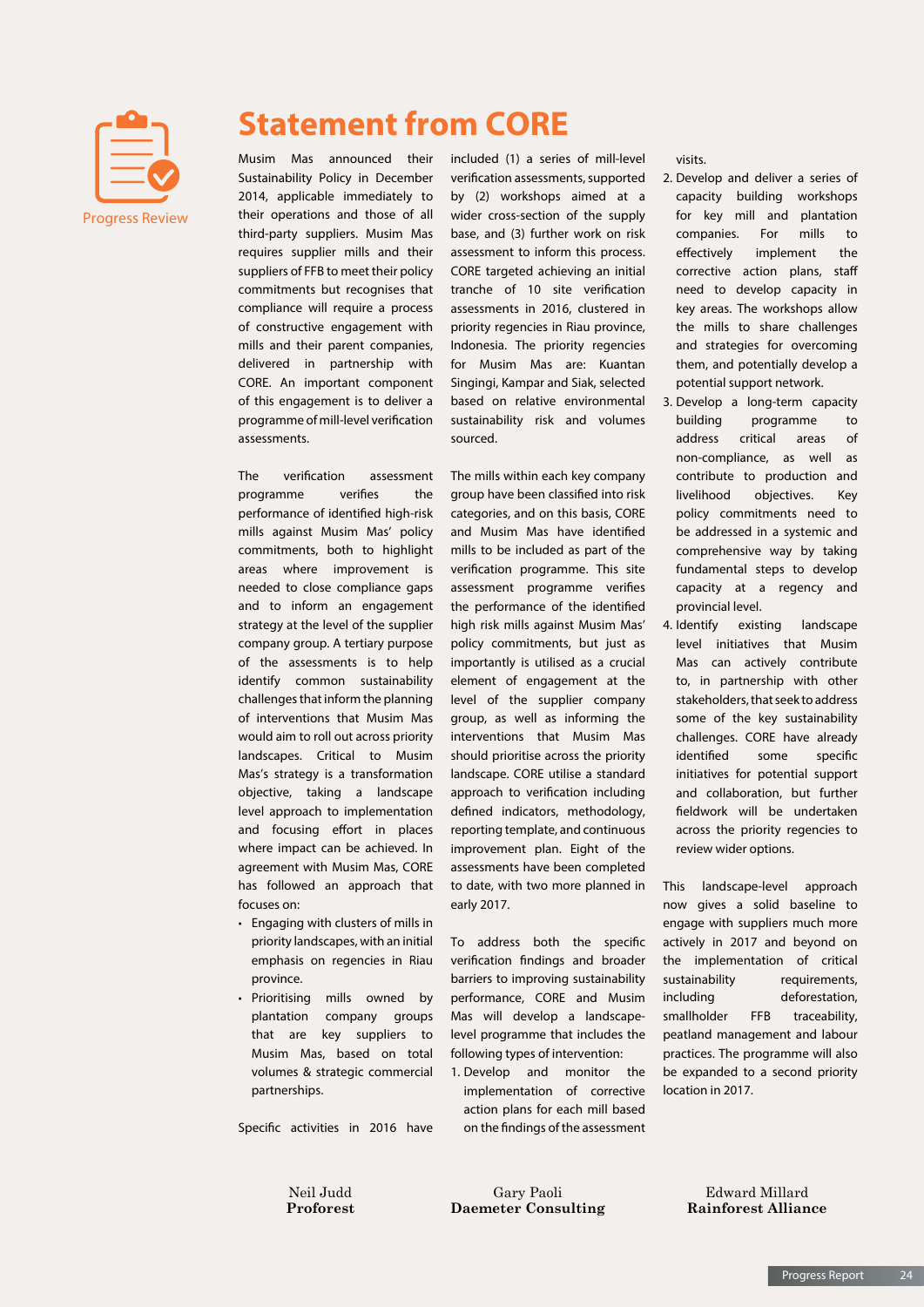Progress Review

# Statement from CORE

Musim Mas announced their Sustainability Policy in December 2014, applicable immediately to their operations and those of all third-party suppliers. Musim Mas requires supplier mills and their suppliers of FFB to meet their policy commitments but recognises that compliance will require a process of constructive engagement with mills and their parent companies, delivered in partnership with CORE. An important component of this engagement is to deliver a programme of mill-level verification assessments.

The verification assessment programme verifies the performance of identified high-risk mills against Musim Mas' policy commitments, both to highlight areas where improvement is needed to close compliance gaps and to inform an engagement strategy at the level of the supplier company group. A tertiary purpose of the assessments is to help identify common sustainability challenges that inform the planning of interventions that Musim Mas would aim to roll out across priority landscapes. Critical to Musim Mas's strategy is a transformation objective, taking a landscape level approach to implementation and focusing effort in places where impact can be achieved. In agreement with Musim Mas, CORE has followed an approach that focuses on:

- Engaging with clusters of mills in priority landscapes, with an initial emphasis on regencies in Riau province.
- Prioritising mills owned by plantation company groups that are key suppliers to Musim Mas, based on total volumes & strategic commercial partnerships.

Specific activities in 2016 have included (1) a series of mill-level verification assessments, supported by (2) workshops aimed at a wider cross-section of the supply base, and (3) further work on risk assessment to inform this process. CORE targeted achieving an initial tranche of 10 site verification assessments in 2016, clustered in priority regencies in Riau province, Indonesia. The priority regencies for Musim Mas are: Kuantan Singingi, Kampar and Siak, selected based on relative environmental sustainability risk and volumes sourced.

The mills within each key company group have been classified into risk categories, and on this basis, CORE and Musim Mas have identified mills to be included as part of the verification programme. This site assessment programme verifies the performance of the identified high risk mills against Musim Mas' policy commitments, but just as importantly it is utilised as a crucial element of engagement at the level of the supplier company group, as well as informing the interventions that Musim Mas should prioritise across the priority landscape. CORE utilise a standard approach to verification including defined indicators, methodology, reporting template, and continuous improvement plan. Eight of the assessments have been completed to date, with two more planned in early 2017.

To address both the specific verification findings and broader barriers to improving sustainability performance, CORE and Musim Mas will develop a landscape-level programme that includes the following types of intervention:

1. Develop and monitor the implementation of corrective action plans for each mill based on the findings of the assessment visits.
2. Develop and deliver a series of capacity building workshops for key mill and plantation companies. For mills to effectively implement the corrective action plans, staff need to develop capacity in key areas. The workshops allow the mills to share challenges and strategies for overcoming them, and potentially develop a potential support network.
3. Develop a long-term capacity building programme to address critical areas of non-compliance, as well as contribute to production and livelihood objectives. Key policy commitments need to be addressed in a systemic and comprehensive way by taking fundamental steps to develop capacity at a regency and provincial level.
4. Identify existing landscape level initiatives that Musim Mas can actively contribute to, in partnership with other stakeholders, that seek to address some of the key sustainability challenges. CORE have already identified some specific initiatives for potential support and collaboration, but further fieldwork will be undertaken across the priority regencies to review wider options.

This landscape-level approach now gives a solid baseline to engage with suppliers much more actively in 2017 and beyond on the implementation of critical sustainability requirements, including deforestation, smallholder FFB traceability, peatland management and labour practices. The programme will also be expanded to a second priority location in 2017.

Neil Judd
**Proforest**

Gary Paoli
**Daemeter Consulting**

Edward Millard
**Rainforest Alliance**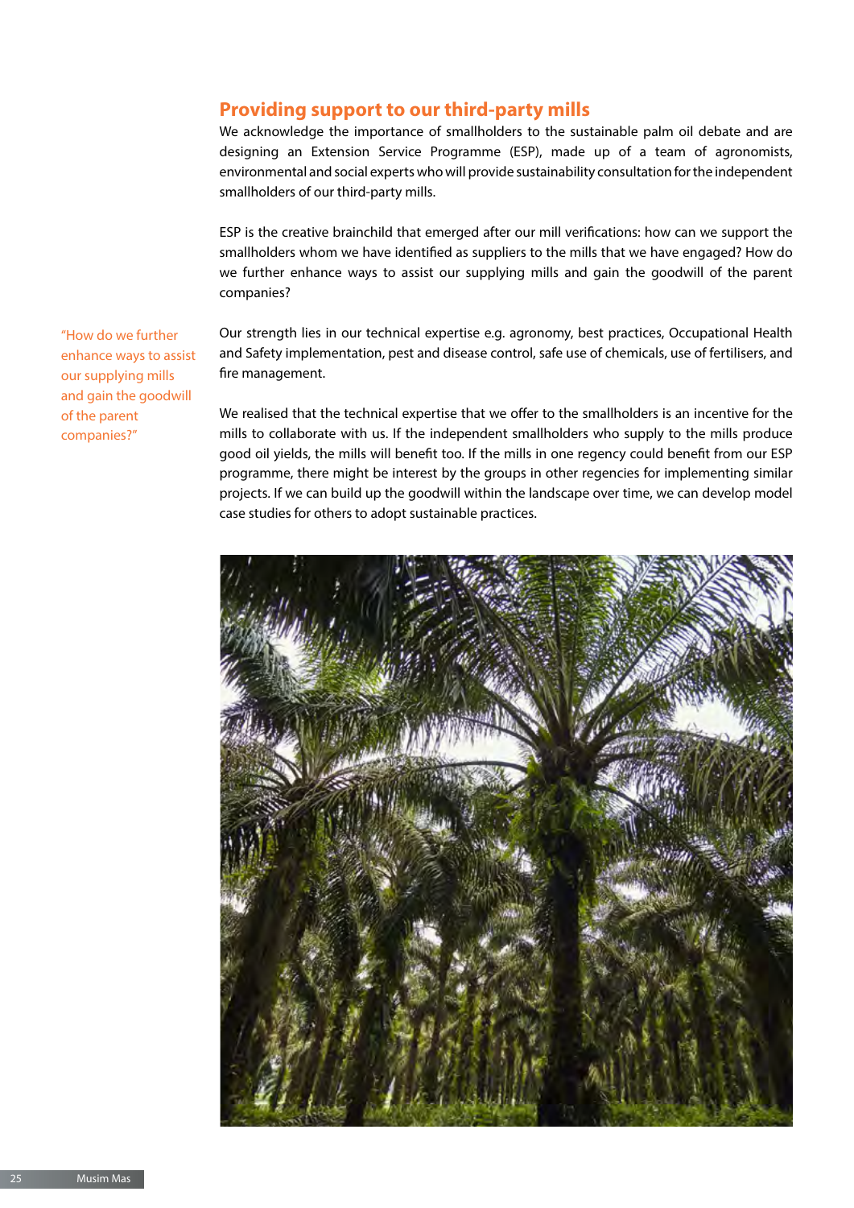## Providing support to our third-party mills

We acknowledge the importance of smallholders to the sustainable palm oil debate and are designing an Extension Service Programme (ESP), made up of a team of agronomists, environmental and social experts who will provide sustainability consultation for the independent smallholders of our third-party mills.

ESP is the creative brainchild that emerged after our mill verifications: how can we support the smallholders whom we have identified as suppliers to the mills that we have engaged? How do we further enhance ways to assist our supplying mills and gain the goodwill of the parent companies?

"How do we further enhance ways to assist our supplying mills and gain the goodwill of the parent companies?"

Our strength lies in our technical expertise e.g. agronomy, best practices, Occupational Health and Safety implementation, pest and disease control, safe use of chemicals, use of fertilisers, and fire management.

We realised that the technical expertise that we offer to the smallholders is an incentive for the mills to collaborate with us. If the independent smallholders who supply to the mills produce good oil yields, the mills will benefit too. If the mills in one regency could benefit from our ESP programme, there might be interest by the groups in other regencies for implementing similar projects. If we can build up the goodwill within the landscape over time, we can develop model case studies for others to adopt sustainable practices.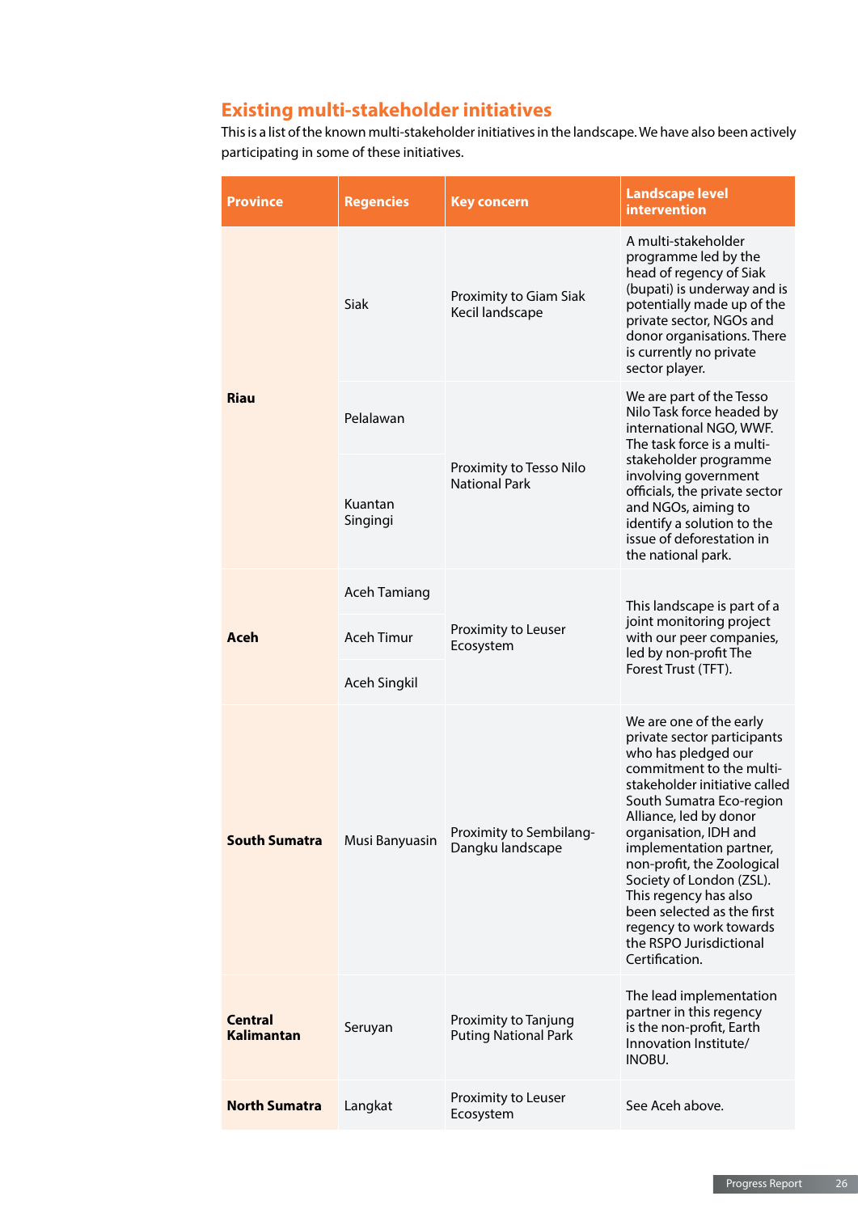## Existing multi-stakeholder initiatives

This is a list of the known multi-stakeholder initiatives in the landscape. We have also been actively participating in some of these initiatives.

| Province | Regencies | Key concern | Landscape level intervention |
|---|---|---|---|
| **Riau** | Siak | Proximity to Giam Siak Kecil landscape | A multi-stakeholder programme led by the head of regency of Siak (bupati) is underway and is potentially made up of the private sector, NGOs and donor organisations. There is currently no private sector player. |
| | Pelalawan | Proximity to Tesso Nilo National Park | We are part of the Tesso Nilo Task force headed by international NGO, WWF. The task force is a multi-stakeholder programme involving government officials, the private sector and NGOs, aiming to identify a solution to the issue of deforestation in the national park. |
| | Kuantan Singingi | | |
| **Aceh** | Aceh Tamiang | Proximity to Leuser Ecosystem | This landscape is part of a joint monitoring project with our peer companies, led by non-profit The Forest Trust (TFT). |
| | Aceh Timur | | |
| | Aceh Singkil | | |
| **South Sumatra** | Musi Banyuasin | Proximity to Sembilang-Dangku landscape | We are one of the early private sector participants who has pledged our commitment to the multi-stakeholder initiative called South Sumatra Eco-region Alliance, led by donor organisation, IDH and implementation partner, non-profit, the Zoological Society of London (ZSL). This regency has also been selected as the first regency to work towards the RSPO Jurisdictional Certification. |
| **Central Kalimantan** | Seruyan | Proximity to Tanjung Puting National Park | The lead implementation partner in this regency is the non-profit, Earth Innovation Institute/ INOBU. |
| **North Sumatra** | Langkat | Proximity to Leuser Ecosystem | See Aceh above. |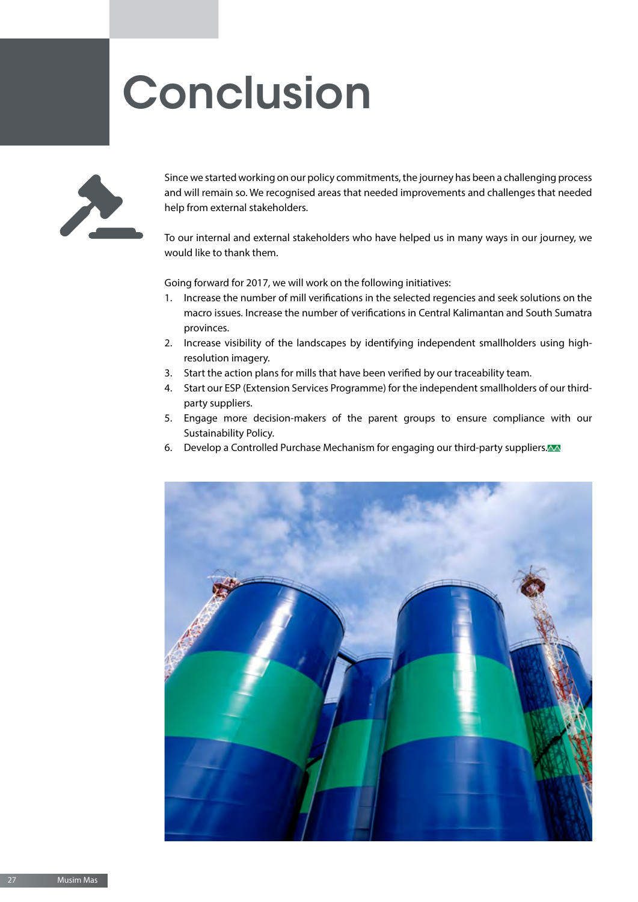# Conclusion

Since we started working on our policy commitments, the journey has been a challenging process and will remain so. We recognised areas that needed improvements and challenges that needed help from external stakeholders.

To our internal and external stakeholders who have helped us in many ways in our journey, we would like to thank them.

Going forward for 2017, we will work on the following initiatives:

1. Increase the number of mill verifications in the selected regencies and seek solutions on the macro issues. Increase the number of verifications in Central Kalimantan and South Sumatra provinces.
2. Increase visibility of the landscapes by identifying independent smallholders using high-resolution imagery.
3. Start the action plans for mills that have been verified by our traceability team.
4. Start our ESP (Extension Services Programme) for the independent smallholders of our third-party suppliers.
5. Engage more decision-makers of the parent groups to ensure compliance with our Sustainability Policy.
6. Develop a Controlled Purchase Mechanism for engaging our third-party suppliers.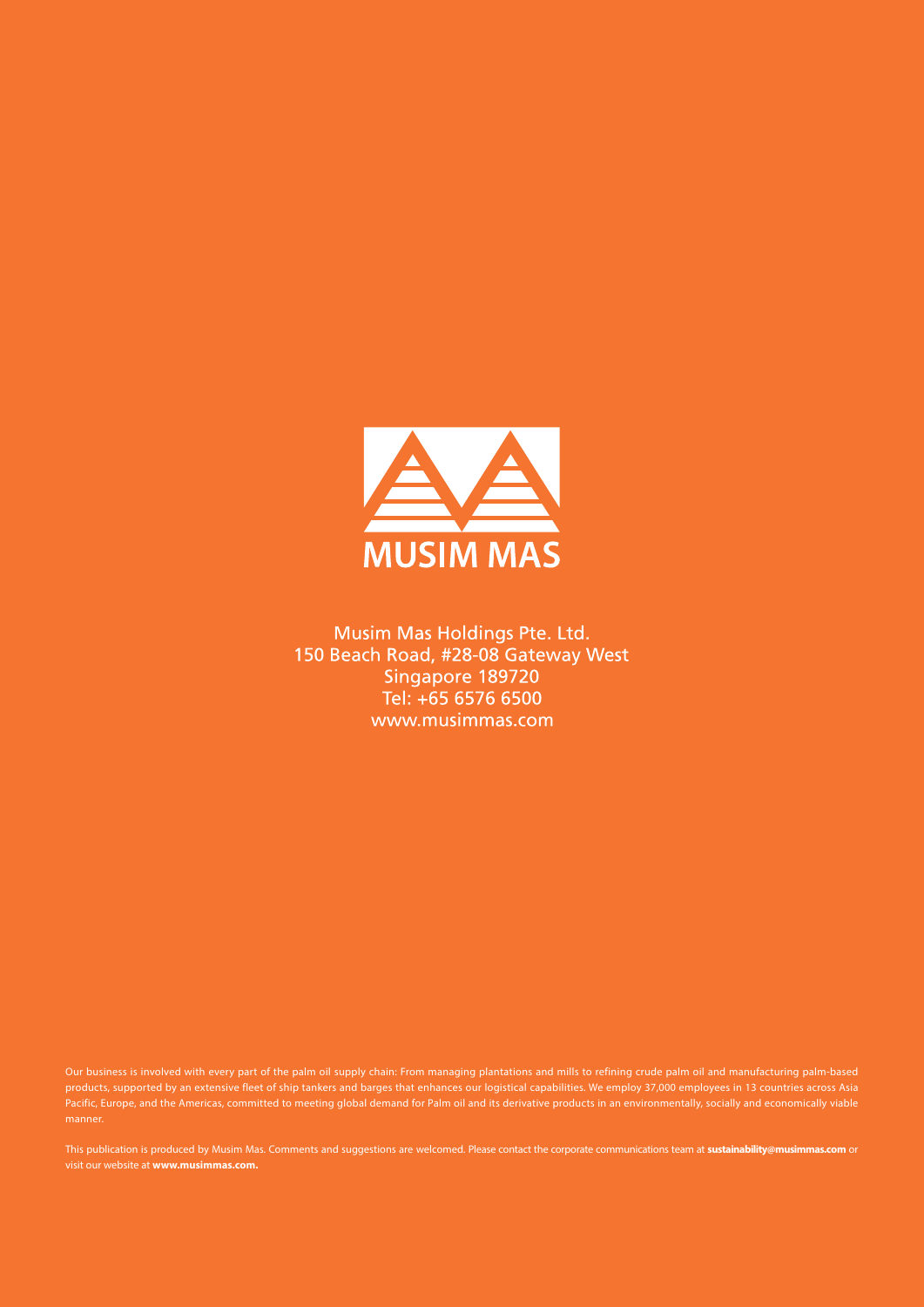MUSIM MAS

Musim Mas Holdings Pte. Ltd.
150 Beach Road, #28-08 Gateway West
Singapore 189720
Tel: +65 6576 6500
www.musimmas.com

Our business is involved with every part of the palm oil supply chain: From managing plantations and mills to refining crude palm oil and manufacturing palm-based products, supported by an extensive fleet of ship tankers and barges that enhances our logistical capabilities. We employ 37,000 employees in 13 countries across Asia Pacific, Europe, and the Americas, committed to meeting global demand for Palm oil and its derivative products in an environmentally, socially and economically viable manner.

This publication is produced by Musim Mas. Comments and suggestions are welcomed. Please contact the corporate communications team at **sustainability@musimmas.com** or visit our website at **www.musimmas.com.**